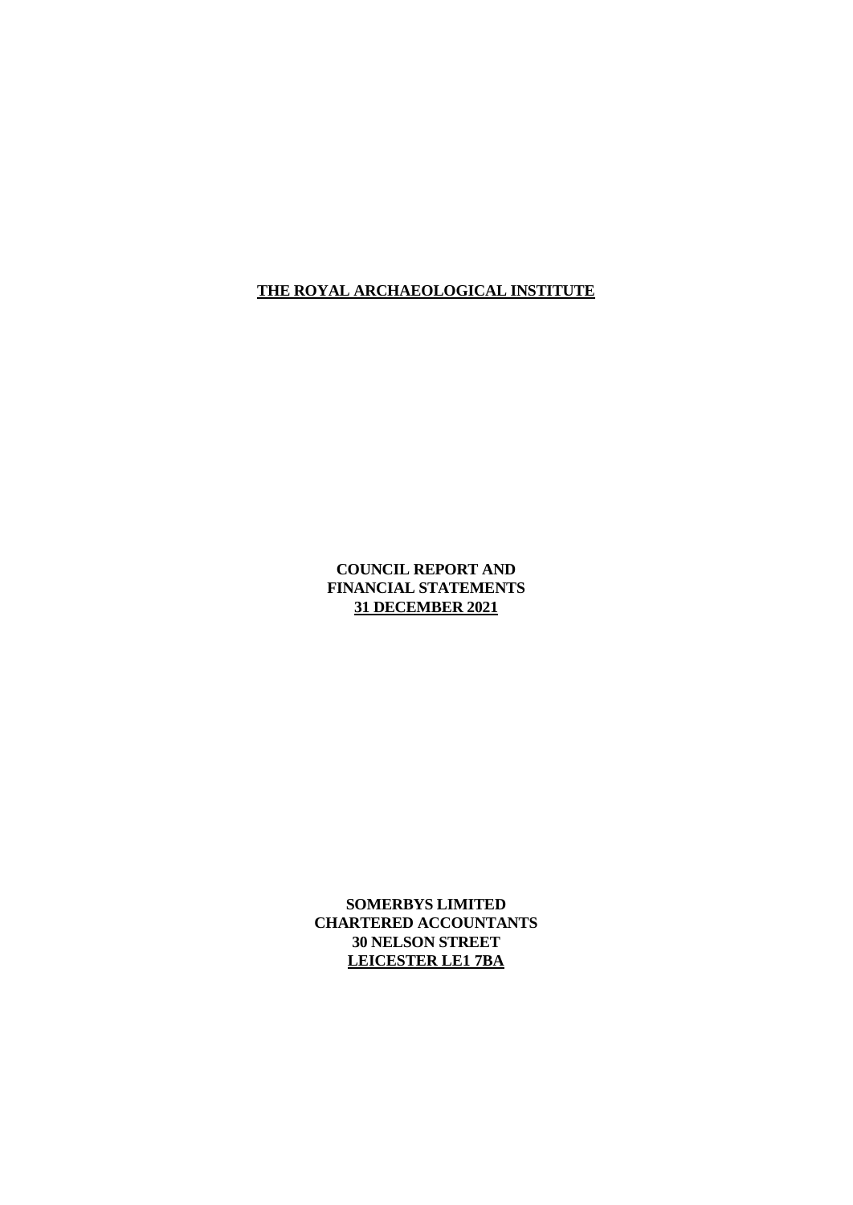# THE ROYAL ARCHAEOLOGICAL INSTITUTE

**COUNCIL REPORT AND**
**FINANCIAL STATEMENTS**
**31 DECEMBER 2021**

**SOMERBYS LIMITED**
**CHARTERED ACCOUNTANTS**
**30 NELSON STREET**
**LEICESTER LE1 7BA**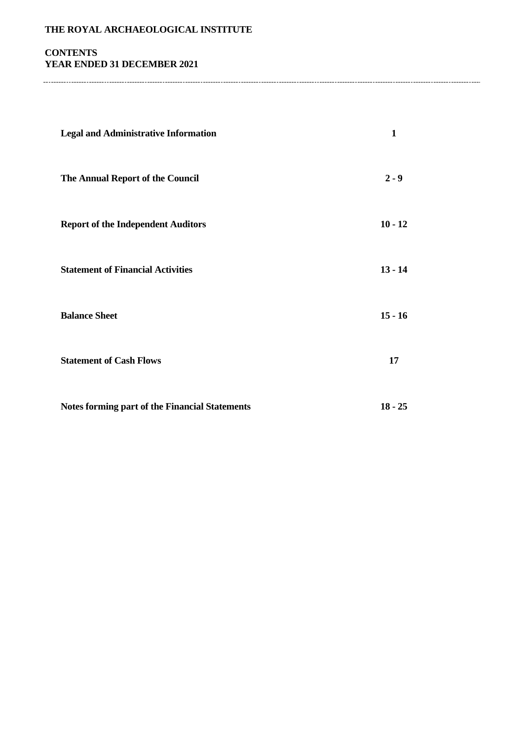# THE ROYAL ARCHAEOLOGICAL INSTITUTE

## CONTENTS
## YEAR ENDED 31 DECEMBER 2021

| | |
|---|---|
| **Legal and Administrative Information** | **1** |
| **The Annual Report of the Council** | **2 - 9** |
| **Report of the Independent Auditors** | **10 - 12** |
| **Statement of Financial Activities** | **13 - 14** |
| **Balance Sheet** | **15 - 16** |
| **Statement of Cash Flows** | **17** |
| **Notes forming part of the Financial Statements** | **18 - 25** |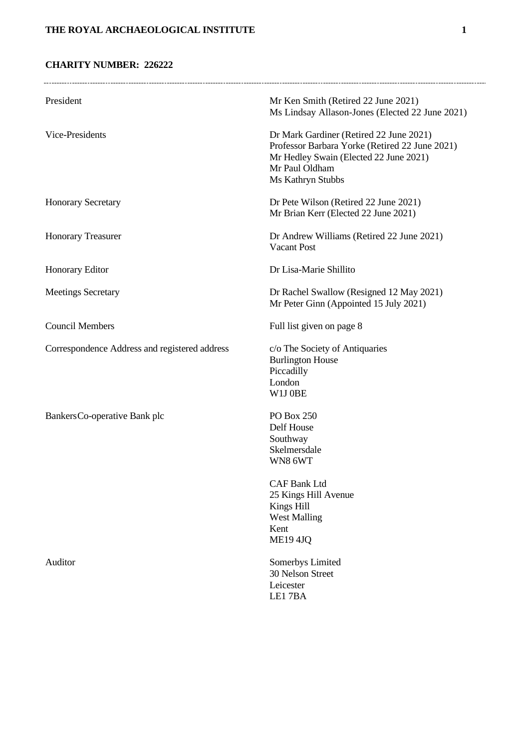**CHARITY NUMBER: 226222**

| | |
|---|---|
| President | Mr Ken Smith (Retired 22 June 2021)<br>Ms Lindsay Allason-Jones (Elected 22 June 2021) |
| Vice-Presidents | Dr Mark Gardiner (Retired 22 June 2021)<br>Professor Barbara Yorke (Retired 22 June 2021)<br>Mr Hedley Swain (Elected 22 June 2021)<br>Mr Paul Oldham<br>Ms Kathryn Stubbs |
| Honorary Secretary | Dr Pete Wilson (Retired 22 June 2021)<br>Mr Brian Kerr (Elected 22 June 2021) |
| Honorary Treasurer | Dr Andrew Williams (Retired 22 June 2021)<br>Vacant Post |
| Honorary Editor | Dr Lisa-Marie Shillito |
| Meetings Secretary | Dr Rachel Swallow (Resigned 12 May 2021)<br>Mr Peter Ginn (Appointed 15 July 2021) |
| Council Members | Full list given on page 8 |
| Correspondence Address and registered address | c/o The Society of Antiquaries<br>Burlington House<br>Piccadilly<br>London<br>W1J 0BE |
| BankersCo-operative Bank plc | PO Box 250<br>Delf House<br>Southway<br>Skelmersdale<br>WN8 6WT |
| | CAF Bank Ltd<br>25 Kings Hill Avenue<br>Kings Hill<br>West Malling<br>Kent<br>ME19 4JQ |
| Auditor | Somerbys Limited<br>30 Nelson Street<br>Leicester<br>LE1 7BA |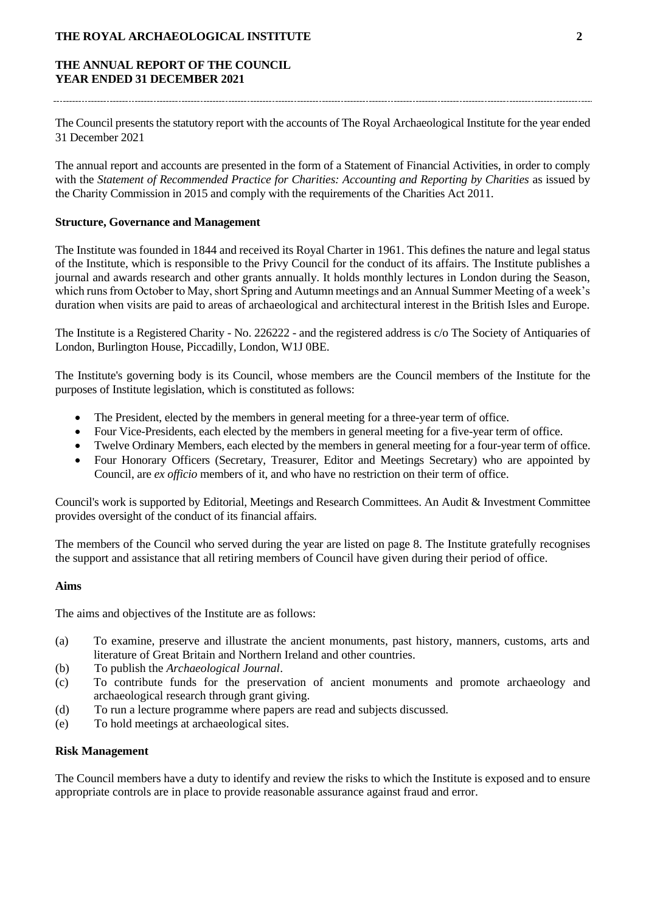# THE ANNUAL REPORT OF THE COUNCIL
# YEAR ENDED 31 DECEMBER 2021

The Council presents the statutory report with the accounts of The Royal Archaeological Institute for the year ended 31 December 2021

The annual report and accounts are presented in the form of a Statement of Financial Activities, in order to comply with the *Statement of Recommended Practice for Charities: Accounting and Reporting by Charities* as issued by the Charity Commission in 2015 and comply with the requirements of the Charities Act 2011.

## Structure, Governance and Management

The Institute was founded in 1844 and received its Royal Charter in 1961. This defines the nature and legal status of the Institute, which is responsible to the Privy Council for the conduct of its affairs. The Institute publishes a journal and awards research and other grants annually. It holds monthly lectures in London during the Season, which runs from October to May, short Spring and Autumn meetings and an Annual Summer Meeting of a week's duration when visits are paid to areas of archaeological and architectural interest in the British Isles and Europe.

The Institute is a Registered Charity - No. 226222 - and the registered address is c/o The Society of Antiquaries of London, Burlington House, Piccadilly, London, W1J 0BE.

The Institute's governing body is its Council, whose members are the Council members of the Institute for the purposes of Institute legislation, which is constituted as follows:

- The President, elected by the members in general meeting for a three-year term of office.
- Four Vice-Presidents, each elected by the members in general meeting for a five-year term of office.
- Twelve Ordinary Members, each elected by the members in general meeting for a four-year term of office.
- Four Honorary Officers (Secretary, Treasurer, Editor and Meetings Secretary) who are appointed by Council, are *ex officio* members of it, and who have no restriction on their term of office.

Council's work is supported by Editorial, Meetings and Research Committees. An Audit & Investment Committee provides oversight of the conduct of its financial affairs.

The members of the Council who served during the year are listed on page 8. The Institute gratefully recognises the support and assistance that all retiring members of Council have given during their period of office.

## Aims

The aims and objectives of the Institute are as follows:

(a) To examine, preserve and illustrate the ancient monuments, past history, manners, customs, arts and literature of Great Britain and Northern Ireland and other countries.
(b) To publish the *Archaeological Journal*.
(c) To contribute funds for the preservation of ancient monuments and promote archaeology and archaeological research through grant giving.
(d) To run a lecture programme where papers are read and subjects discussed.
(e) To hold meetings at archaeological sites.

## Risk Management

The Council members have a duty to identify and review the risks to which the Institute is exposed and to ensure appropriate controls are in place to provide reasonable assurance against fraud and error.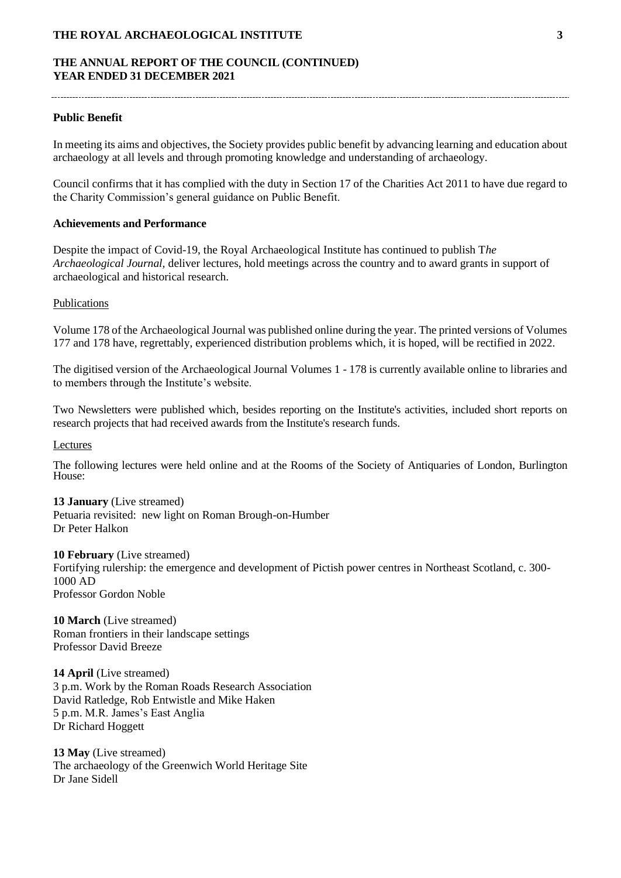**THE ANNUAL REPORT OF THE COUNCIL (CONTINUED)**
**YEAR ENDED 31 DECEMBER 2021**

## Public Benefit

In meeting its aims and objectives, the Society provides public benefit by advancing learning and education about archaeology at all levels and through promoting knowledge and understanding of archaeology.

Council confirms that it has complied with the duty in Section 17 of the Charities Act 2011 to have due regard to the Charity Commission's general guidance on Public Benefit.

## Achievements and Performance

Despite the impact of Covid-19, the Royal Archaeological Institute has continued to publish T*he Archaeological Journal*, deliver lectures, hold meetings across the country and to award grants in support of archaeological and historical research.

### Publications

Volume 178 of the Archaeological Journal was published online during the year. The printed versions of Volumes 177 and 178 have, regrettably, experienced distribution problems which, it is hoped, will be rectified in 2022.

The digitised version of the Archaeological Journal Volumes 1 - 178 is currently available online to libraries and to members through the Institute's website.

Two Newsletters were published which, besides reporting on the Institute's activities, included short reports on research projects that had received awards from the Institute's research funds.

### Lectures

The following lectures were held online and at the Rooms of the Society of Antiquaries of London, Burlington House:

**13 January** (Live streamed)
Petuaria revisited: new light on Roman Brough-on-Humber
Dr Peter Halkon

**10 February** (Live streamed)
Fortifying rulership: the emergence and development of Pictish power centres in Northeast Scotland, c. 300-1000 AD
Professor Gordon Noble

**10 March** (Live streamed)
Roman frontiers in their landscape settings
Professor David Breeze

**14 April** (Live streamed)
3 p.m. Work by the Roman Roads Research Association
David Ratledge, Rob Entwistle and Mike Haken
5 p.m. M.R. James's East Anglia
Dr Richard Hoggett

**13 May** (Live streamed)
The archaeology of the Greenwich World Heritage Site
Dr Jane Sidell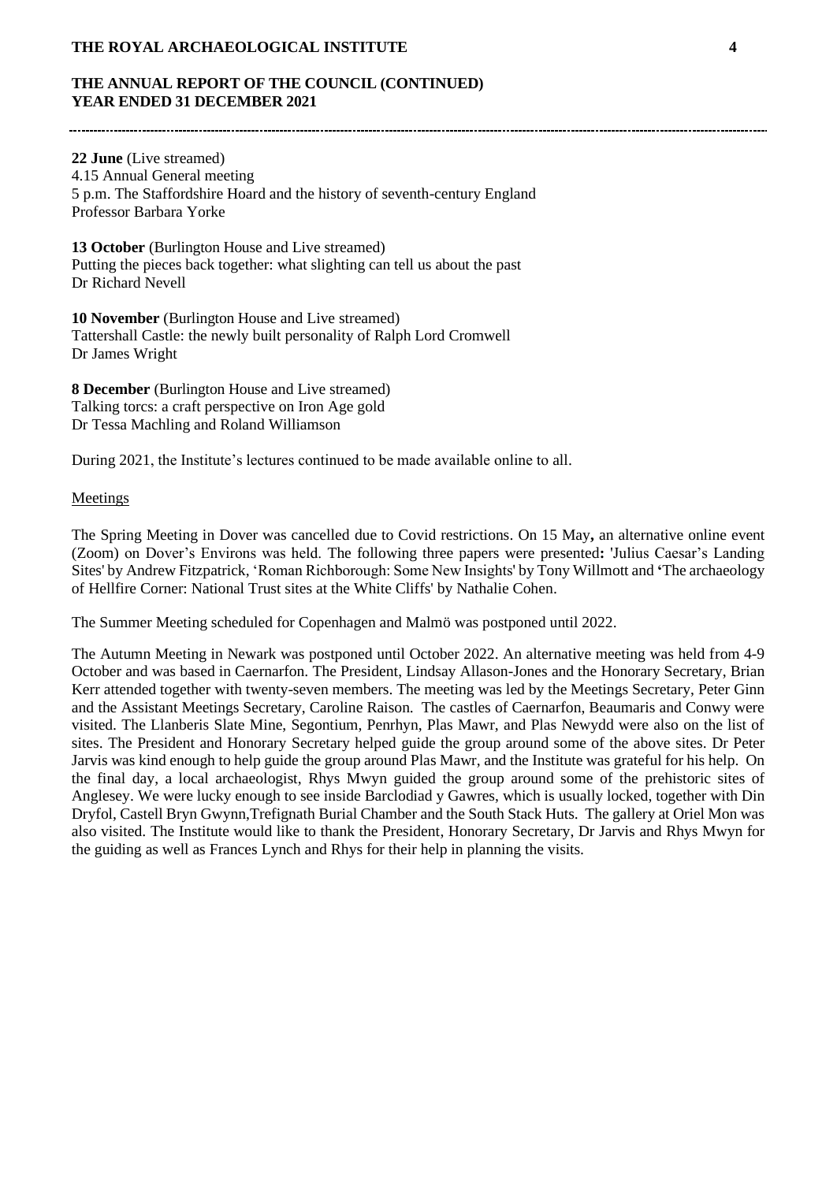**22 June** (Live streamed)
4.15 Annual General meeting
5 p.m. The Staffordshire Hoard and the history of seventh-century England
Professor Barbara Yorke

**13 October** (Burlington House and Live streamed)
Putting the pieces back together: what slighting can tell us about the past
Dr Richard Nevell

**10 November** (Burlington House and Live streamed)
Tattershall Castle: the newly built personality of Ralph Lord Cromwell
Dr James Wright

**8 December** (Burlington House and Live streamed)
Talking torcs: a craft perspective on Iron Age gold
Dr Tessa Machling and Roland Williamson

During 2021, the Institute's lectures continued to be made available online to all.

Meetings

The Spring Meeting in Dover was cancelled due to Covid restrictions. On 15 May**,** an alternative online event (Zoom) on Dover's Environs was held. The following three papers were presented**:** 'Julius Caesar's Landing Sites' by Andrew Fitzpatrick, 'Roman Richborough: Some New Insights' by Tony Willmott and **'**The archaeology of Hellfire Corner: National Trust sites at the White Cliffs' by Nathalie Cohen.

The Summer Meeting scheduled for Copenhagen and Malmö was postponed until 2022.

The Autumn Meeting in Newark was postponed until October 2022. An alternative meeting was held from 4-9 October and was based in Caernarfon. The President, Lindsay Allason-Jones and the Honorary Secretary, Brian Kerr attended together with twenty-seven members. The meeting was led by the Meetings Secretary, Peter Ginn and the Assistant Meetings Secretary, Caroline Raison. The castles of Caernarfon, Beaumaris and Conwy were visited. The Llanberis Slate Mine, Segontium, Penrhyn, Plas Mawr, and Plas Newydd were also on the list of sites. The President and Honorary Secretary helped guide the group around some of the above sites. Dr Peter Jarvis was kind enough to help guide the group around Plas Mawr, and the Institute was grateful for his help. On the final day, a local archaeologist, Rhys Mwyn guided the group around some of the prehistoric sites of Anglesey. We were lucky enough to see inside Barclodiad y Gawres, which is usually locked, together with Din Dryfol, Castell Bryn Gwynn,Trefignath Burial Chamber and the South Stack Huts. The gallery at Oriel Mon was also visited. The Institute would like to thank the President, Honorary Secretary, Dr Jarvis and Rhys Mwyn for the guiding as well as Frances Lynch and Rhys for their help in planning the visits.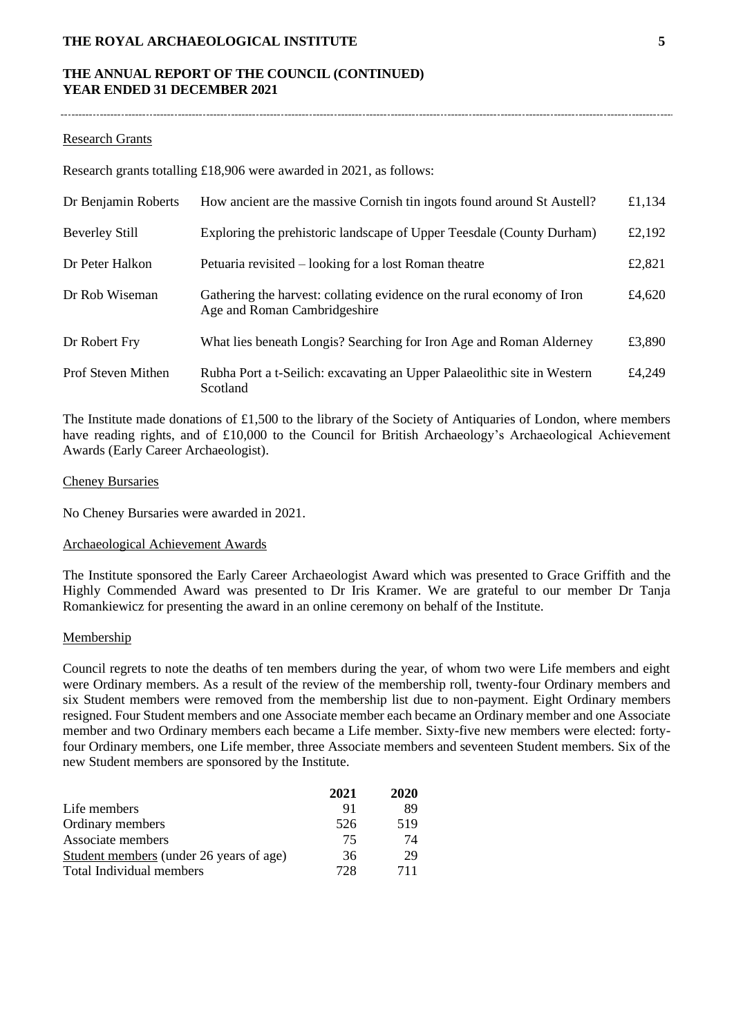### Research Grants

Research grants totalling £18,906 were awarded in 2021, as follows:

| | | |
|---|---|---|
| Dr Benjamin Roberts | How ancient are the massive Cornish tin ingots found around St Austell? | £1,134 |
| Beverley Still | Exploring the prehistoric landscape of Upper Teesdale (County Durham) | £2,192 |
| Dr Peter Halkon | Petuaria revisited – looking for a lost Roman theatre | £2,821 |
| Dr Rob Wiseman | Gathering the harvest: collating evidence on the rural economy of Iron Age and Roman Cambridgeshire | £4,620 |
| Dr Robert Fry | What lies beneath Longis? Searching for Iron Age and Roman Alderney | £3,890 |
| Prof Steven Mithen | Rubha Port a t-Seilich: excavating an Upper Palaeolithic site in Western Scotland | £4,249 |

The Institute made donations of £1,500 to the library of the Society of Antiquaries of London, where members have reading rights, and of £10,000 to the Council for British Archaeology's Archaeological Achievement Awards (Early Career Archaeologist).

### Cheney Bursaries

No Cheney Bursaries were awarded in 2021.

### Archaeological Achievement Awards

The Institute sponsored the Early Career Archaeologist Award which was presented to Grace Griffith and the Highly Commended Award was presented to Dr Iris Kramer. We are grateful to our member Dr Tanja Romankiewicz for presenting the award in an online ceremony on behalf of the Institute.

### Membership

Council regrets to note the deaths of ten members during the year, of whom two were Life members and eight were Ordinary members. As a result of the review of the membership roll, twenty-four Ordinary members and six Student members were removed from the membership list due to non-payment. Eight Ordinary members resigned. Four Student members and one Associate member each became an Ordinary member and one Associate member and two Ordinary members each became a Life member. Sixty-five new members were elected: forty-four Ordinary members, one Life member, three Associate members and seventeen Student members. Six of the new Student members are sponsored by the Institute.

| | **2021** | **2020** |
|---|---|---|
| Life members | 91 | 89 |
| Ordinary members | 526 | 519 |
| Associate members | 75 | 74 |
| Student members (under 26 years of age) | 36 | 29 |
| Total Individual members | 728 | 711 |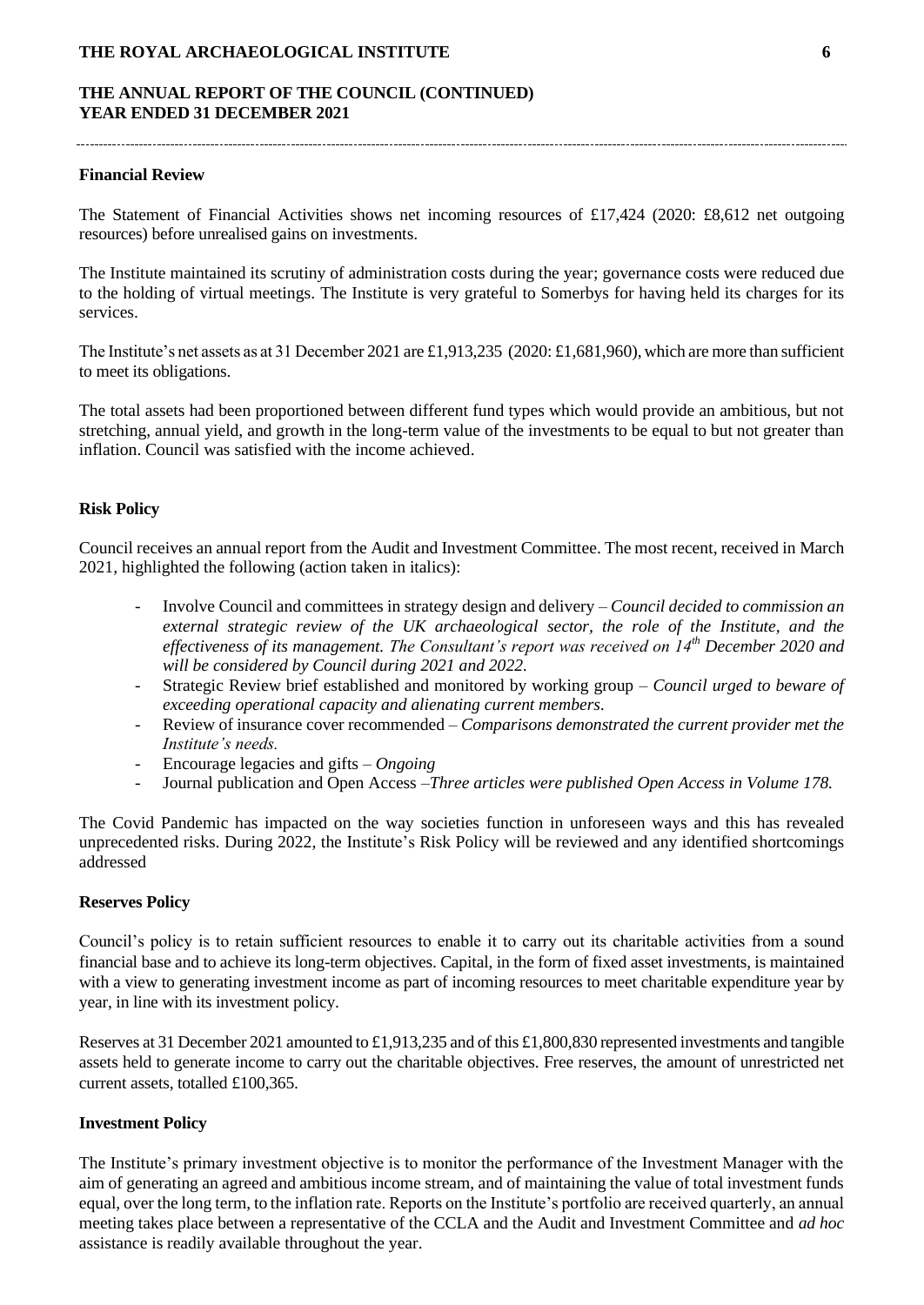### Financial Review

The Statement of Financial Activities shows net incoming resources of £17,424 (2020: £8,612 net outgoing resources) before unrealised gains on investments.

The Institute maintained its scrutiny of administration costs during the year; governance costs were reduced due to the holding of virtual meetings. The Institute is very grateful to Somerbys for having held its charges for its services.

The Institute's net assets as at 31 December 2021 are £1,913,235 (2020: £1,681,960), which are more than sufficient to meet its obligations.

The total assets had been proportioned between different fund types which would provide an ambitious, but not stretching, annual yield, and growth in the long-term value of the investments to be equal to but not greater than inflation. Council was satisfied with the income achieved.

### Risk Policy

Council receives an annual report from the Audit and Investment Committee. The most recent, received in March 2021, highlighted the following (action taken in italics):

- Involve Council and committees in strategy design and delivery – *Council decided to commission an external strategic review of the UK archaeological sector, the role of the Institute, and the effectiveness of its management. The Consultant's report was received on 14th December 2020 and will be considered by Council during 2021 and 2022.*
- Strategic Review brief established and monitored by working group – *Council urged to beware of exceeding operational capacity and alienating current members.*
- Review of insurance cover recommended – *Comparisons demonstrated the current provider met the Institute's needs.*
- Encourage legacies and gifts – *Ongoing*
- Journal publication and Open Access –*Three articles were published Open Access in Volume 178.*

The Covid Pandemic has impacted on the way societies function in unforeseen ways and this has revealed unprecedented risks. During 2022, the Institute's Risk Policy will be reviewed and any identified shortcomings addressed

### Reserves Policy

Council's policy is to retain sufficient resources to enable it to carry out its charitable activities from a sound financial base and to achieve its long-term objectives. Capital, in the form of fixed asset investments, is maintained with a view to generating investment income as part of incoming resources to meet charitable expenditure year by year, in line with its investment policy.

Reserves at 31 December 2021 amounted to £1,913,235 and of this £1,800,830 represented investments and tangible assets held to generate income to carry out the charitable objectives. Free reserves, the amount of unrestricted net current assets, totalled £100,365.

### Investment Policy

The Institute's primary investment objective is to monitor the performance of the Investment Manager with the aim of generating an agreed and ambitious income stream, and of maintaining the value of total investment funds equal, over the long term, to the inflation rate. Reports on the Institute's portfolio are received quarterly, an annual meeting takes place between a representative of the CCLA and the Audit and Investment Committee and *ad hoc* assistance is readily available throughout the year.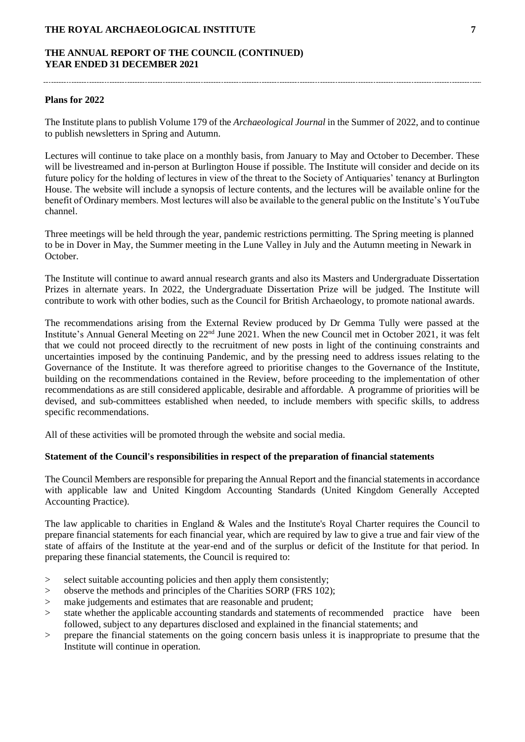## Plans for 2022

The Institute plans to publish Volume 179 of the *Archaeological Journal* in the Summer of 2022, and to continue to publish newsletters in Spring and Autumn.

Lectures will continue to take place on a monthly basis, from January to May and October to December. These will be livestreamed and in-person at Burlington House if possible. The Institute will consider and decide on its future policy for the holding of lectures in view of the threat to the Society of Antiquaries' tenancy at Burlington House. The website will include a synopsis of lecture contents, and the lectures will be available online for the benefit of Ordinary members. Most lectures will also be available to the general public on the Institute's YouTube channel.

Three meetings will be held through the year, pandemic restrictions permitting. The Spring meeting is planned to be in Dover in May, the Summer meeting in the Lune Valley in July and the Autumn meeting in Newark in October.

The Institute will continue to award annual research grants and also its Masters and Undergraduate Dissertation Prizes in alternate years. In 2022, the Undergraduate Dissertation Prize will be judged. The Institute will contribute to work with other bodies, such as the Council for British Archaeology, to promote national awards.

The recommendations arising from the External Review produced by Dr Gemma Tully were passed at the Institute's Annual General Meeting on 22nd June 2021. When the new Council met in October 2021, it was felt that we could not proceed directly to the recruitment of new posts in light of the continuing constraints and uncertainties imposed by the continuing Pandemic, and by the pressing need to address issues relating to the Governance of the Institute. It was therefore agreed to prioritise changes to the Governance of the Institute, building on the recommendations contained in the Review, before proceeding to the implementation of other recommendations as are still considered applicable, desirable and affordable. A programme of priorities will be devised, and sub-committees established when needed, to include members with specific skills, to address specific recommendations.

All of these activities will be promoted through the website and social media.

## Statement of the Council's responsibilities in respect of the preparation of financial statements

The Council Members are responsible for preparing the Annual Report and the financial statements in accordance with applicable law and United Kingdom Accounting Standards (United Kingdom Generally Accepted Accounting Practice).

The law applicable to charities in England & Wales and the Institute's Royal Charter requires the Council to prepare financial statements for each financial year, which are required by law to give a true and fair view of the state of affairs of the Institute at the year-end and of the surplus or deficit of the Institute for that period. In preparing these financial statements, the Council is required to:

- select suitable accounting policies and then apply them consistently;
- observe the methods and principles of the Charities SORP (FRS 102);
- make judgements and estimates that are reasonable and prudent;
- state whether the applicable accounting standards and statements of recommended practice have been followed, subject to any departures disclosed and explained in the financial statements; and
- prepare the financial statements on the going concern basis unless it is inappropriate to presume that the Institute will continue in operation.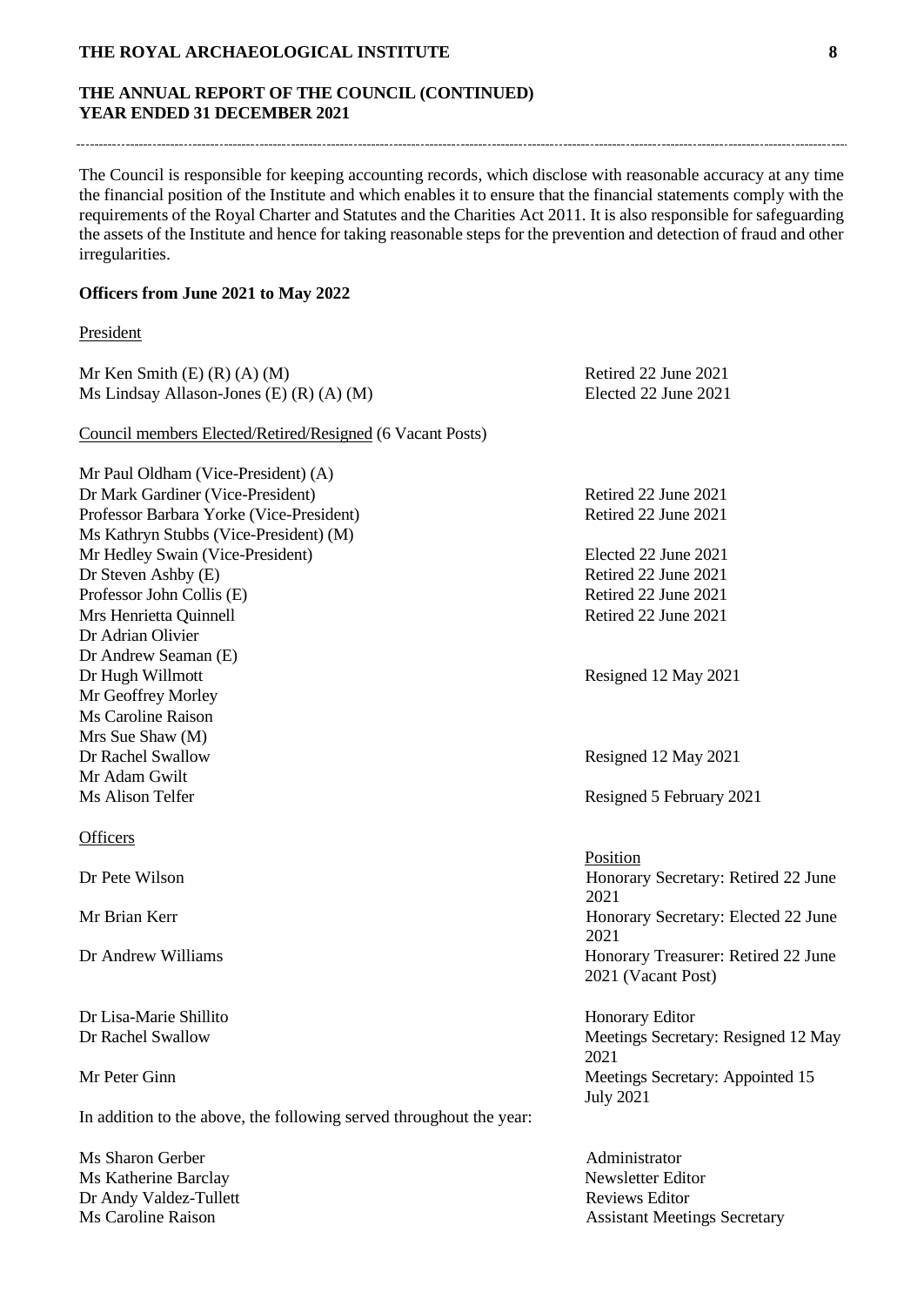# THE ANNUAL REPORT OF THE COUNCIL (CONTINUED)
## YEAR ENDED 31 DECEMBER 2021

The Council is responsible for keeping accounting records, which disclose with reasonable accuracy at any time the financial position of the Institute and which enables it to ensure that the financial statements comply with the requirements of the Royal Charter and Statutes and the Charities Act 2011. It is also responsible for safeguarding the assets of the Institute and hence for taking reasonable steps for the prevention and detection of fraud and other irregularities.

### Officers from June 2021 to May 2022

President

| | |
|---|---|
| Mr Ken Smith (E) (R) (A) (M) | Retired 22 June 2021 |
| Ms Lindsay Allason-Jones (E) (R) (A) (M) | Elected 22 June 2021 |

Council members Elected/Retired/Resigned (6 Vacant Posts)

| | |
|---|---|
| Mr Paul Oldham (Vice-President) (A) | |
| Dr Mark Gardiner (Vice-President) | Retired 22 June 2021 |
| Professor Barbara Yorke (Vice-President) | Retired 22 June 2021 |
| Ms Kathryn Stubbs (Vice-President) (M) | |
| Mr Hedley Swain (Vice-President) | Elected 22 June 2021 |
| Dr Steven Ashby (E) | Retired 22 June 2021 |
| Professor John Collis (E) | Retired 22 June 2021 |
| Mrs Henrietta Quinnell | Retired 22 June 2021 |
| Dr Adrian Olivier | |
| Dr Andrew Seaman (E) | |
| Dr Hugh Willmott | Resigned 12 May 2021 |
| Mr Geoffrey Morley | |
| Ms Caroline Raison | |
| Mrs Sue Shaw (M) | |
| Dr Rachel Swallow | Resigned 12 May 2021 |
| Mr Adam Gwilt | |
| Ms Alison Telfer | Resigned 5 February 2021 |

Officers

| | Position |
|---|---|
| Dr Pete Wilson | Honorary Secretary: Retired 22 June 2021 |
| Mr Brian Kerr | Honorary Secretary: Elected 22 June 2021 |
| Dr Andrew Williams | Honorary Treasurer: Retired 22 June 2021 (Vacant Post) |
| Dr Lisa-Marie Shillito | Honorary Editor |
| Dr Rachel Swallow | Meetings Secretary: Resigned 12 May 2021 |
| Mr Peter Ginn | Meetings Secretary: Appointed 15 July 2021 |

In addition to the above, the following served throughout the year:

| | |
|---|---|
| Ms Sharon Gerber | Administrator |
| Ms Katherine Barclay | Newsletter Editor |
| Dr Andy Valdez-Tullett | Reviews Editor |
| Ms Caroline Raison | Assistant Meetings Secretary |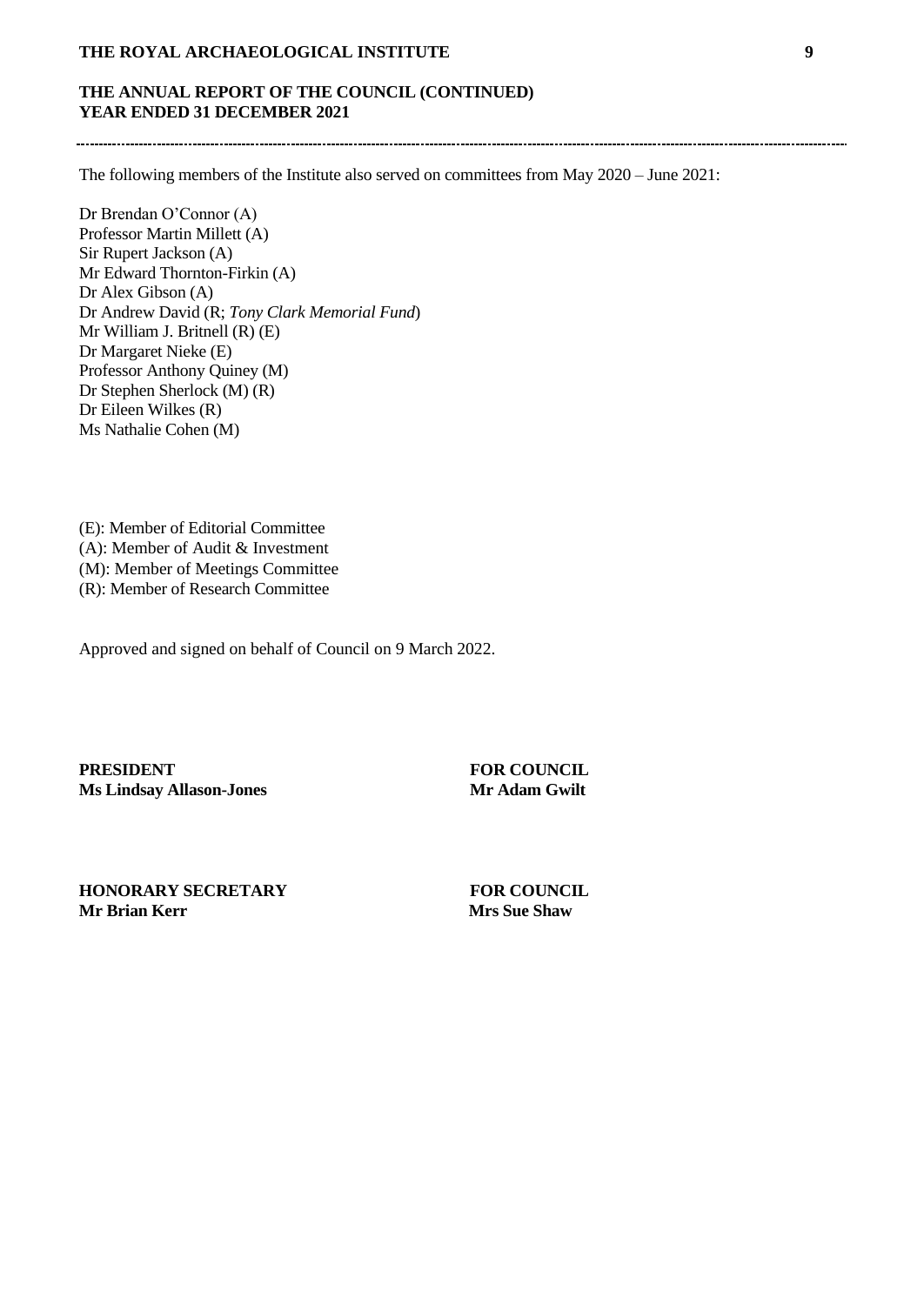The following members of the Institute also served on committees from May 2020 – June 2021:

Dr Brendan O'Connor (A)
Professor Martin Millett (A)
Sir Rupert Jackson (A)
Mr Edward Thornton-Firkin (A)
Dr Alex Gibson (A)
Dr Andrew David (R; *Tony Clark Memorial Fund*)
Mr William J. Britnell (R) (E)
Dr Margaret Nieke (E)
Professor Anthony Quiney (M)
Dr Stephen Sherlock (M) (R)
Dr Eileen Wilkes (R)
Ms Nathalie Cohen (M)

(E): Member of Editorial Committee
(A): Member of Audit & Investment
(M): Member of Meetings Committee
(R): Member of Research Committee

Approved and signed on behalf of Council on 9 March 2022.

**PRESIDENT**
**Ms Lindsay Allason-Jones**

**FOR COUNCIL**
**Mr Adam Gwilt**

**HONORARY SECRETARY**
**Mr Brian Kerr**

**FOR COUNCIL**
**Mrs Sue Shaw**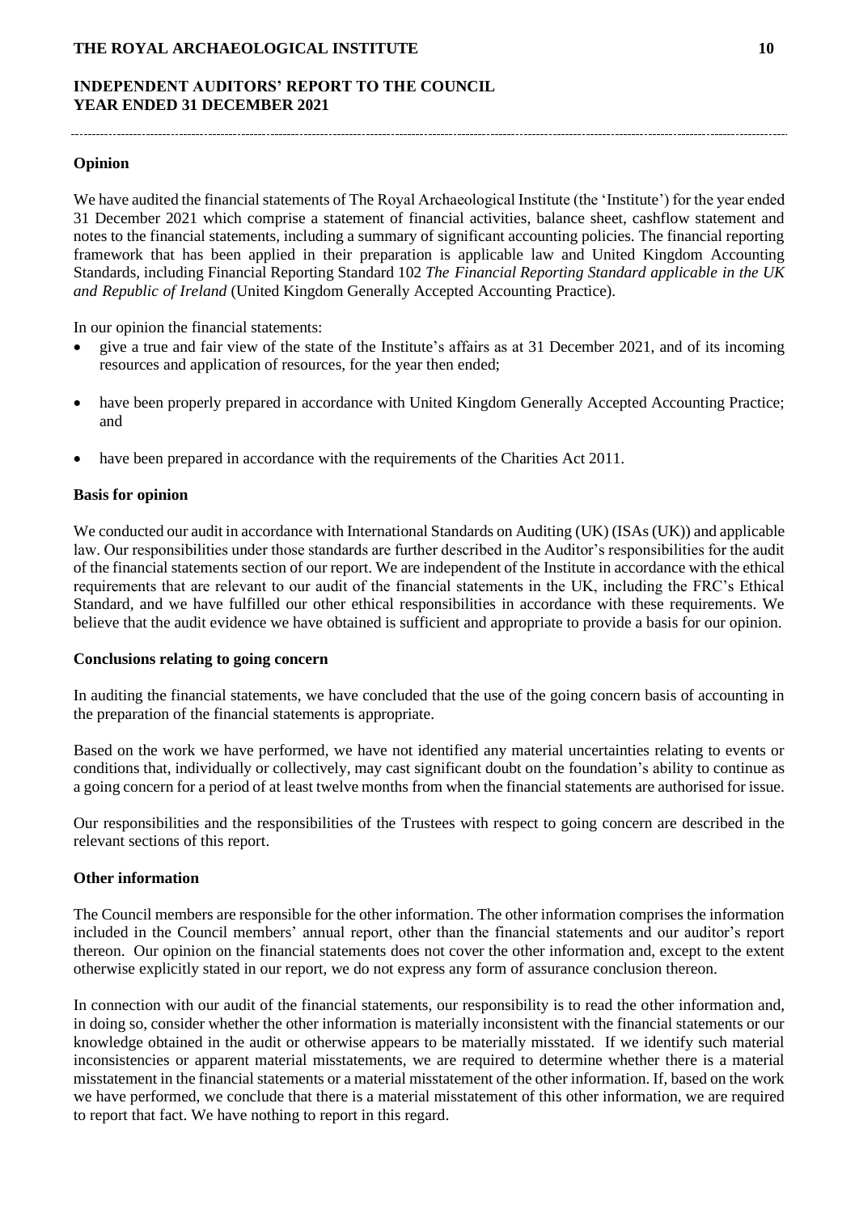## INDEPENDENT AUDITORS' REPORT TO THE COUNCIL
## YEAR ENDED 31 DECEMBER 2021

### Opinion

We have audited the financial statements of The Royal Archaeological Institute (the 'Institute') for the year ended 31 December 2021 which comprise a statement of financial activities, balance sheet, cashflow statement and notes to the financial statements, including a summary of significant accounting policies. The financial reporting framework that has been applied in their preparation is applicable law and United Kingdom Accounting Standards, including Financial Reporting Standard 102 *The Financial Reporting Standard applicable in the UK and Republic of Ireland* (United Kingdom Generally Accepted Accounting Practice).

In our opinion the financial statements:

- give a true and fair view of the state of the Institute's affairs as at 31 December 2021, and of its incoming resources and application of resources, for the year then ended;
- have been properly prepared in accordance with United Kingdom Generally Accepted Accounting Practice; and
- have been prepared in accordance with the requirements of the Charities Act 2011.

### Basis for opinion

We conducted our audit in accordance with International Standards on Auditing (UK) (ISAs (UK)) and applicable law. Our responsibilities under those standards are further described in the Auditor's responsibilities for the audit of the financial statements section of our report. We are independent of the Institute in accordance with the ethical requirements that are relevant to our audit of the financial statements in the UK, including the FRC's Ethical Standard, and we have fulfilled our other ethical responsibilities in accordance with these requirements. We believe that the audit evidence we have obtained is sufficient and appropriate to provide a basis for our opinion.

### Conclusions relating to going concern

In auditing the financial statements, we have concluded that the use of the going concern basis of accounting in the preparation of the financial statements is appropriate.

Based on the work we have performed, we have not identified any material uncertainties relating to events or conditions that, individually or collectively, may cast significant doubt on the foundation's ability to continue as a going concern for a period of at least twelve months from when the financial statements are authorised for issue.

Our responsibilities and the responsibilities of the Trustees with respect to going concern are described in the relevant sections of this report.

### Other information

The Council members are responsible for the other information. The other information comprises the information included in the Council members' annual report, other than the financial statements and our auditor's report thereon. Our opinion on the financial statements does not cover the other information and, except to the extent otherwise explicitly stated in our report, we do not express any form of assurance conclusion thereon.

In connection with our audit of the financial statements, our responsibility is to read the other information and, in doing so, consider whether the other information is materially inconsistent with the financial statements or our knowledge obtained in the audit or otherwise appears to be materially misstated. If we identify such material inconsistencies or apparent material misstatements, we are required to determine whether there is a material misstatement in the financial statements or a material misstatement of the other information. If, based on the work we have performed, we conclude that there is a material misstatement of this other information, we are required to report that fact. We have nothing to report in this regard.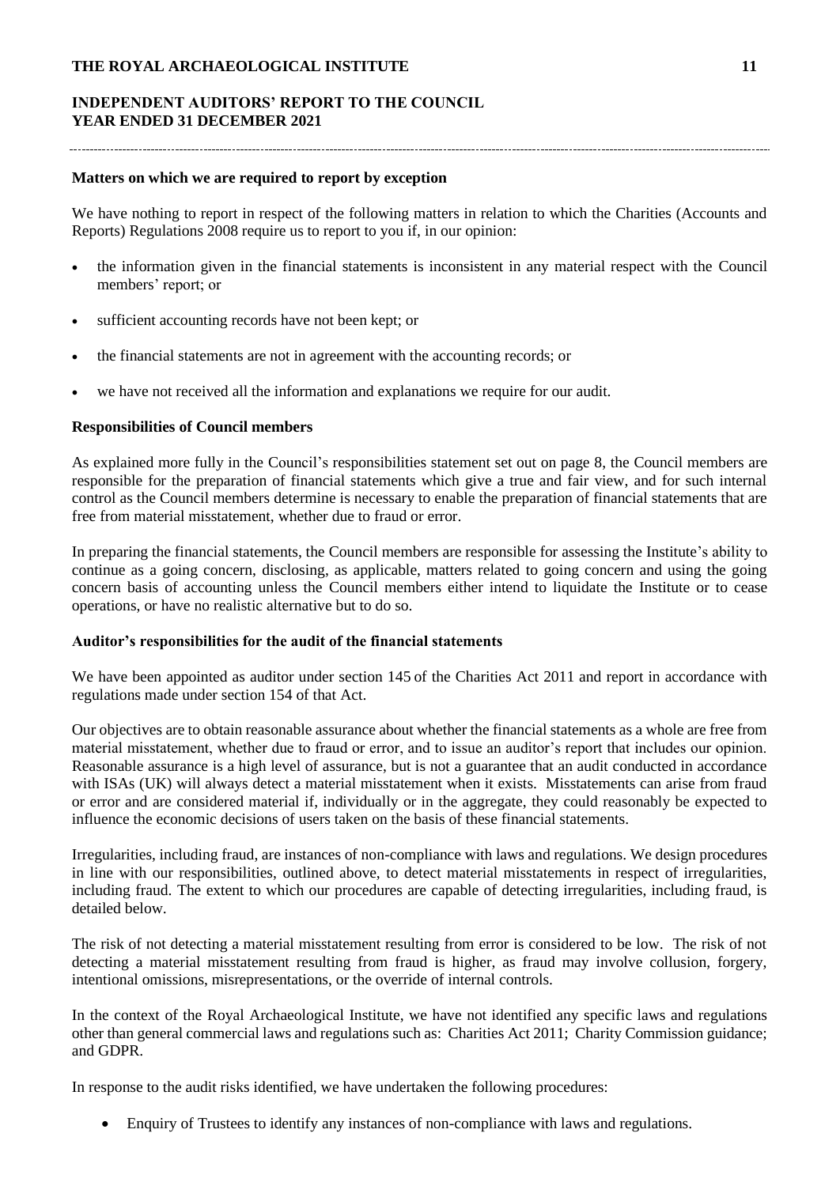## Matters on which we are required to report by exception

We have nothing to report in respect of the following matters in relation to which the Charities (Accounts and Reports) Regulations 2008 require us to report to you if, in our opinion:

- the information given in the financial statements is inconsistent in any material respect with the Council members' report; or
- sufficient accounting records have not been kept; or
- the financial statements are not in agreement with the accounting records; or
- we have not received all the information and explanations we require for our audit.

## Responsibilities of Council members

As explained more fully in the Council's responsibilities statement set out on page 8, the Council members are responsible for the preparation of financial statements which give a true and fair view, and for such internal control as the Council members determine is necessary to enable the preparation of financial statements that are free from material misstatement, whether due to fraud or error.

In preparing the financial statements, the Council members are responsible for assessing the Institute's ability to continue as a going concern, disclosing, as applicable, matters related to going concern and using the going concern basis of accounting unless the Council members either intend to liquidate the Institute or to cease operations, or have no realistic alternative but to do so.

## Auditor's responsibilities for the audit of the financial statements

We have been appointed as auditor under section 145 of the Charities Act 2011 and report in accordance with regulations made under section 154 of that Act.

Our objectives are to obtain reasonable assurance about whether the financial statements as a whole are free from material misstatement, whether due to fraud or error, and to issue an auditor's report that includes our opinion. Reasonable assurance is a high level of assurance, but is not a guarantee that an audit conducted in accordance with ISAs (UK) will always detect a material misstatement when it exists. Misstatements can arise from fraud or error and are considered material if, individually or in the aggregate, they could reasonably be expected to influence the economic decisions of users taken on the basis of these financial statements.

Irregularities, including fraud, are instances of non-compliance with laws and regulations. We design procedures in line with our responsibilities, outlined above, to detect material misstatements in respect of irregularities, including fraud. The extent to which our procedures are capable of detecting irregularities, including fraud, is detailed below.

The risk of not detecting a material misstatement resulting from error is considered to be low. The risk of not detecting a material misstatement resulting from fraud is higher, as fraud may involve collusion, forgery, intentional omissions, misrepresentations, or the override of internal controls.

In the context of the Royal Archaeological Institute, we have not identified any specific laws and regulations other than general commercial laws and regulations such as: Charities Act 2011; Charity Commission guidance; and GDPR.

In response to the audit risks identified, we have undertaken the following procedures:

- Enquiry of Trustees to identify any instances of non-compliance with laws and regulations.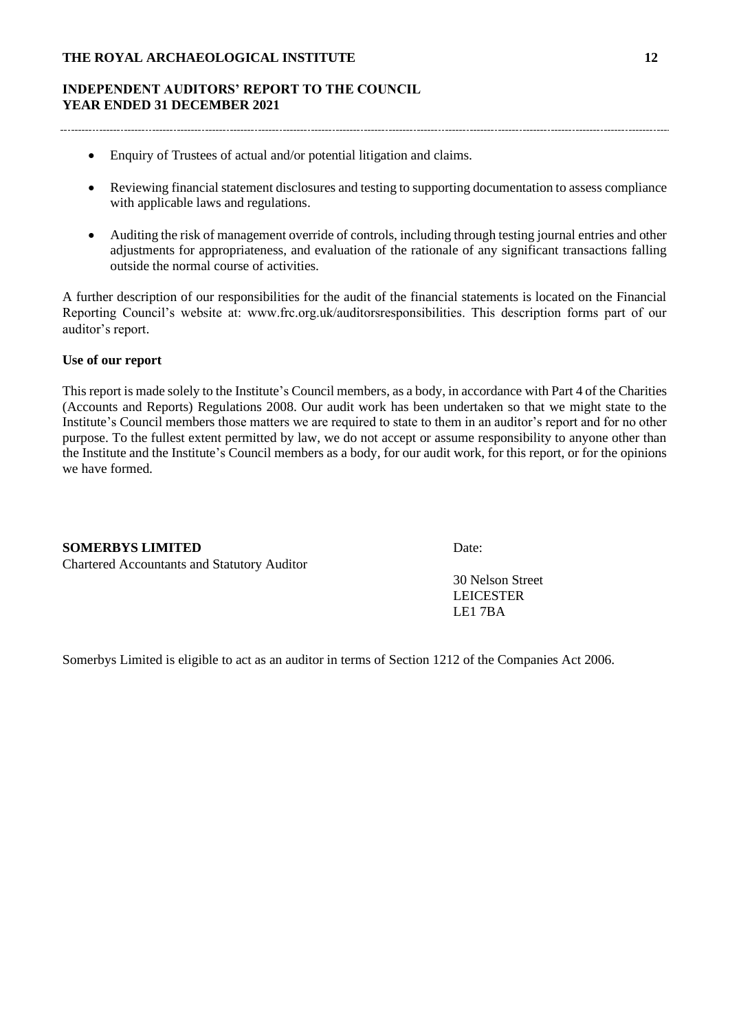- Enquiry of Trustees of actual and/or potential litigation and claims.
- Reviewing financial statement disclosures and testing to supporting documentation to assess compliance with applicable laws and regulations.
- Auditing the risk of management override of controls, including through testing journal entries and other adjustments for appropriateness, and evaluation of the rationale of any significant transactions falling outside the normal course of activities.

A further description of our responsibilities for the audit of the financial statements is located on the Financial Reporting Council's website at: www.frc.org.uk/auditorsresponsibilities. This description forms part of our auditor's report.

**Use of our report**

This report is made solely to the Institute's Council members, as a body, in accordance with Part 4 of the Charities (Accounts and Reports) Regulations 2008. Our audit work has been undertaken so that we might state to the Institute's Council members those matters we are required to state to them in an auditor's report and for no other purpose. To the fullest extent permitted by law, we do not accept or assume responsibility to anyone other than the Institute and the Institute's Council members as a body, for our audit work, for this report, or for the opinions we have formed.

**SOMERBYS LIMITED**
Chartered Accountants and Statutory Auditor

Date:

30 Nelson Street
LEICESTER
LE1 7BA

Somerbys Limited is eligible to act as an auditor in terms of Section 1212 of the Companies Act 2006.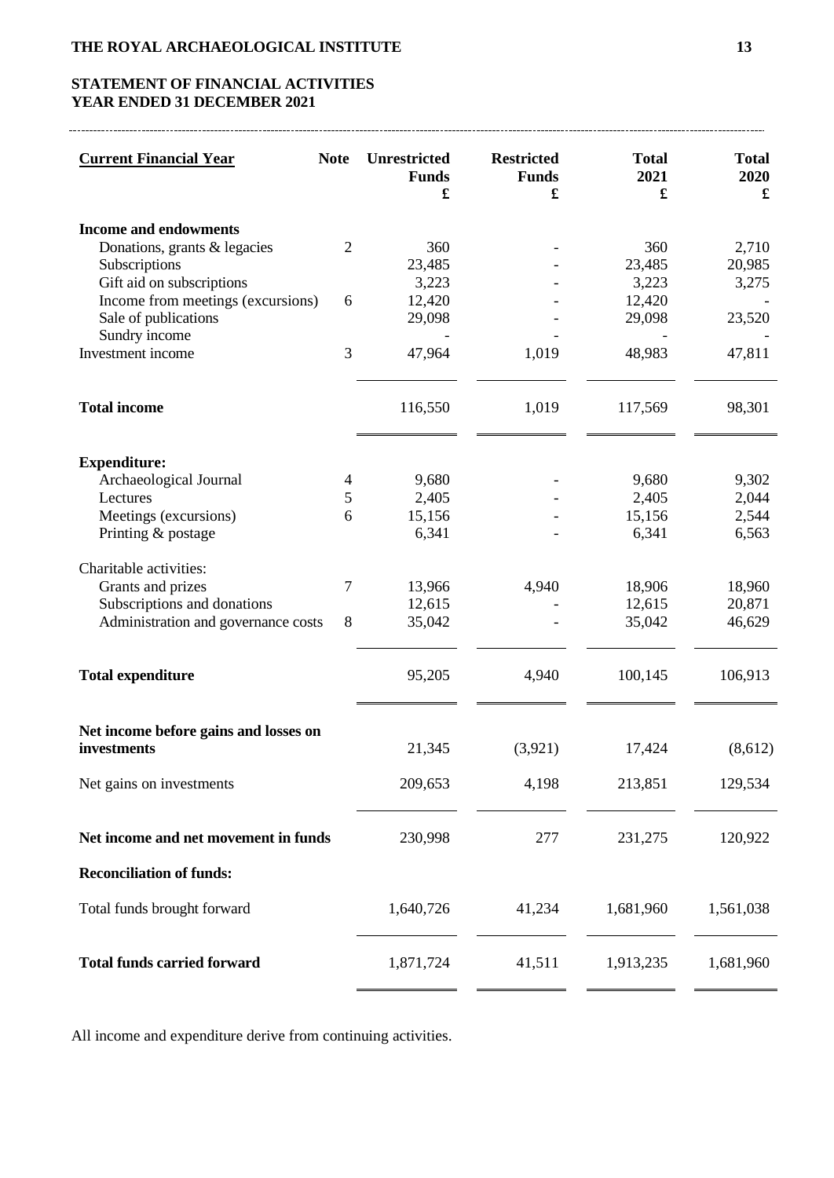## STATEMENT OF FINANCIAL ACTIVITIES
## YEAR ENDED 31 DECEMBER 2021

| Current Financial Year | Note | Unrestricted Funds £ | Restricted Funds £ | Total 2021 £ | Total 2020 £ |
|---|---|---|---|---|---|
| **Income and endowments** | | | | | |
| Donations, grants & legacies | 2 | 360 | - | 360 | 2,710 |
| Subscriptions | | 23,485 | - | 23,485 | 20,985 |
| Gift aid on subscriptions | | 3,223 | - | 3,223 | 3,275 |
| Income from meetings (excursions) | 6 | 12,420 | - | 12,420 | - |
| Sale of publications | | 29,098 | - | 29,098 | 23,520 |
| Sundry income | | - | - | - | - |
| Investment income | 3 | 47,964 | 1,019 | 48,983 | 47,811 |
| **Total income** | | 116,550 | 1,019 | 117,569 | 98,301 |
| **Expenditure:** | | | | | |
| Archaeological Journal | 4 | 9,680 | - | 9,680 | 9,302 |
| Lectures | 5 | 2,405 | - | 2,405 | 2,044 |
| Meetings (excursions) | 6 | 15,156 | - | 15,156 | 2,544 |
| Printing & postage | | 6,341 | - | 6,341 | 6,563 |
| Charitable activities: | | | | | |
| Grants and prizes | 7 | 13,966 | 4,940 | 18,906 | 18,960 |
| Subscriptions and donations | | 12,615 | - | 12,615 | 20,871 |
| Administration and governance costs | 8 | 35,042 | - | 35,042 | 46,629 |
| **Total expenditure** | | 95,205 | 4,940 | 100,145 | 106,913 |
| **Net income before gains and losses on investments** | | 21,345 | (3,921) | 17,424 | (8,612) |
| Net gains on investments | | 209,653 | 4,198 | 213,851 | 129,534 |
| **Net income and net movement in funds** | | 230,998 | 277 | 231,275 | 120,922 |
| **Reconciliation of funds:** | | | | | |
| Total funds brought forward | | 1,640,726 | 41,234 | 1,681,960 | 1,561,038 |
| **Total funds carried forward** | | 1,871,724 | 41,511 | 1,913,235 | 1,681,960 |

All income and expenditure derive from continuing activities.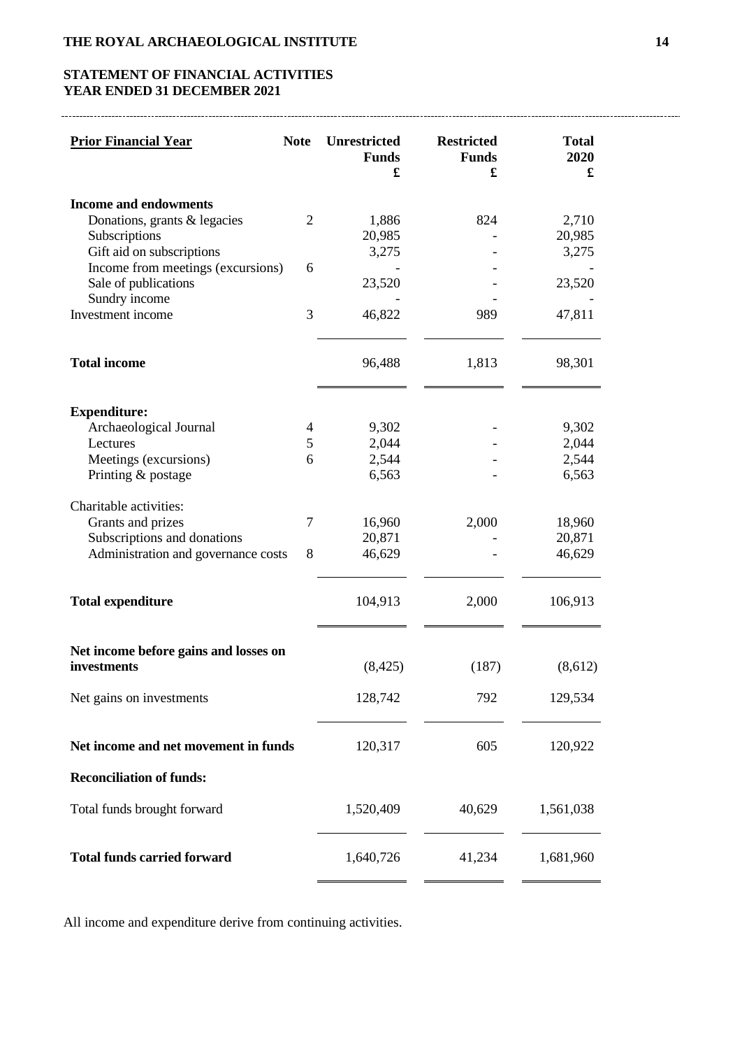## STATEMENT OF FINANCIAL ACTIVITIES
## YEAR ENDED 31 DECEMBER 2021

| Prior Financial Year | Note | Unrestricted Funds £ | Restricted Funds £ | Total 2020 £ |
|---|---|---|---|---|
| **Income and endowments** | | | | |
| Donations, grants & legacies | 2 | 1,886 | 824 | 2,710 |
| Subscriptions | | 20,985 | - | 20,985 |
| Gift aid on subscriptions | | 3,275 | - | 3,275 |
| Income from meetings (excursions) | 6 | - | - | - |
| Sale of publications | | 23,520 | - | 23,520 |
| Sundry income | | - | - | - |
| Investment income | 3 | 46,822 | 989 | 47,811 |
| **Total income** | | 96,488 | 1,813 | 98,301 |
| **Expenditure:** | | | | |
| Archaeological Journal | 4 | 9,302 | - | 9,302 |
| Lectures | 5 | 2,044 | - | 2,044 |
| Meetings (excursions) | 6 | 2,544 | - | 2,544 |
| Printing & postage | | 6,563 | - | 6,563 |
| Charitable activities: | | | | |
| Grants and prizes | 7 | 16,960 | 2,000 | 18,960 |
| Subscriptions and donations | | 20,871 | - | 20,871 |
| Administration and governance costs | 8 | 46,629 | - | 46,629 |
| **Total expenditure** | | 104,913 | 2,000 | 106,913 |
| **Net income before gains and losses on investments** | | (8,425) | (187) | (8,612) |
| Net gains on investments | | 128,742 | 792 | 129,534 |
| **Net income and net movement in funds** | | 120,317 | 605 | 120,922 |
| **Reconciliation of funds:** | | | | |
| Total funds brought forward | | 1,520,409 | 40,629 | 1,561,038 |
| **Total funds carried forward** | | 1,640,726 | 41,234 | 1,681,960 |

All income and expenditure derive from continuing activities.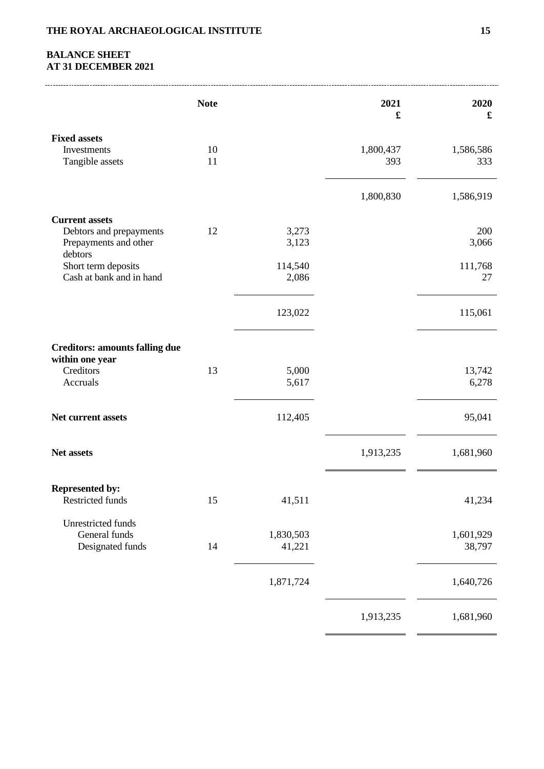## BALANCE SHEET
## AT 31 DECEMBER 2021

| | Note | | 2021 £ | 2020 £ |
|---|---|---|---|---|
| **Fixed assets** | | | | |
| Investments | 10 | | 1,800,437 | 1,586,586 |
| Tangible assets | 11 | | 393 | 333 |
| | | | 1,800,830 | 1,586,919 |
| **Current assets** | | | | |
| Debtors and prepayments | 12 | 3,273 | | 200 |
| Prepayments and other debtors | | 3,123 | | 3,066 |
| Short term deposits | | 114,540 | | 111,768 |
| Cash at bank and in hand | | 2,086 | | 27 |
| | | 123,022 | | 115,061 |
| **Creditors: amounts falling due within one year** | | | | |
| Creditors | 13 | 5,000 | | 13,742 |
| Accruals | | 5,617 | | 6,278 |
| **Net current assets** | | 112,405 | | 95,041 |
| **Net assets** | | | 1,913,235 | 1,681,960 |
| **Represented by:** | | | | |
| Restricted funds | 15 | 41,511 | | 41,234 |
| Unrestricted funds | | | | |
| General funds | | 1,830,503 | | 1,601,929 |
| Designated funds | 14 | 41,221 | | 38,797 |
| | | 1,871,724 | | 1,640,726 |
| | | | 1,913,235 | 1,681,960 |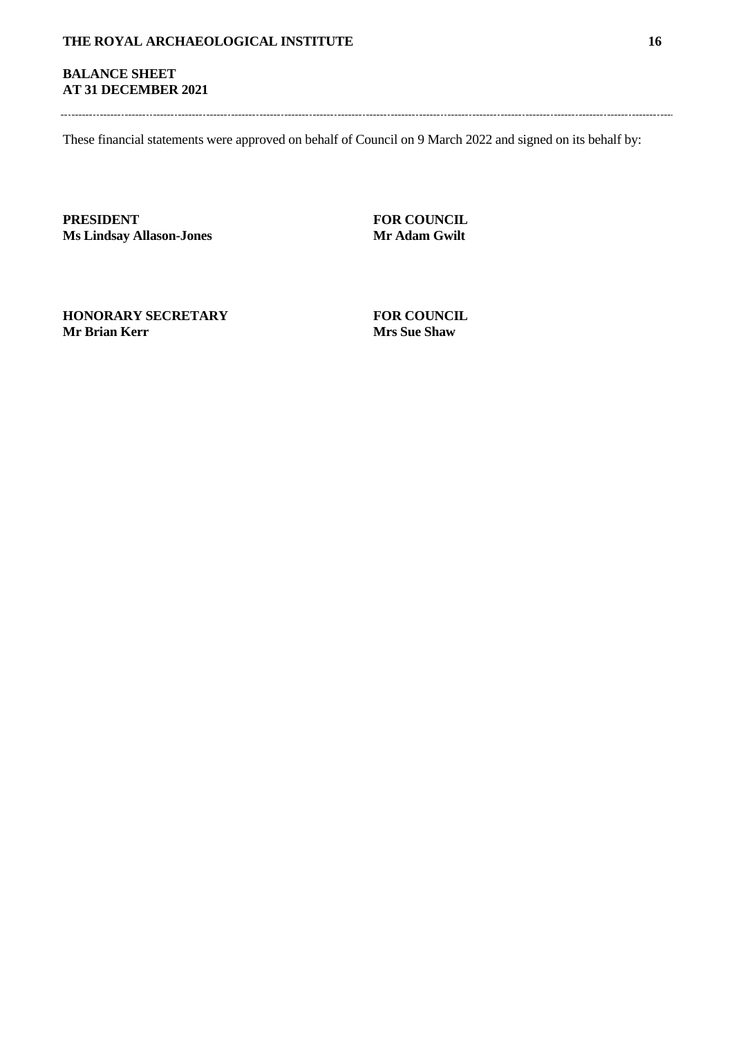## BALANCE SHEET
## AT 31 DECEMBER 2021

These financial statements were approved on behalf of Council on 9 March 2022 and signed on its behalf by:

| | |
|---|---|
| **PRESIDENT** | **FOR COUNCIL** |
| **Ms Lindsay Allason-Jones** | **Mr Adam Gwilt** |
| | |
| **HONORARY SECRETARY** | **FOR COUNCIL** |
| **Mr Brian Kerr** | **Mrs Sue Shaw** |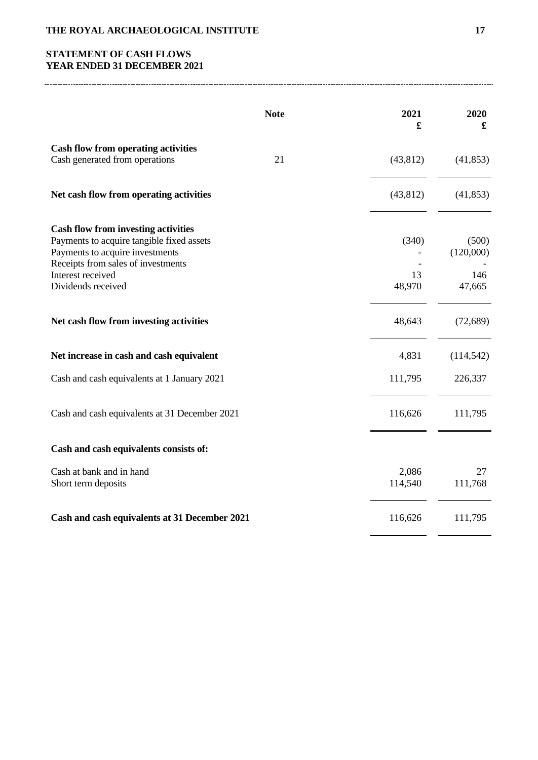## STATEMENT OF CASH FLOWS
## YEAR ENDED 31 DECEMBER 2021

| | Note | 2021 £ | 2020 £ |
|---|---|---|---|
| **Cash flow from operating activities** | | | |
| Cash generated from operations | 21 | (43,812) | (41,853) |
| **Net cash flow from operating activities** | | (43,812) | (41,853) |
| **Cash flow from investing activities** | | | |
| Payments to acquire tangible fixed assets | | (340) | (500) |
| Payments to acquire investments | | - | (120,000) |
| Receipts from sales of investments | | - | - |
| Interest received | | 13 | 146 |
| Dividends received | | 48,970 | 47,665 |
| **Net cash flow from investing activities** | | 48,643 | (72,689) |
| **Net increase in cash and cash equivalent** | | 4,831 | (114,542) |
| Cash and cash equivalents at 1 January 2021 | | 111,795 | 226,337 |
| Cash and cash equivalents at 31 December 2021 | | 116,626 | 111,795 |
| **Cash and cash equivalents consists of:** | | | |
| Cash at bank and in hand | | 2,086 | 27 |
| Short term deposits | | 114,540 | 111,768 |
| **Cash and cash equivalents at 31 December 2021** | | 116,626 | 111,795 |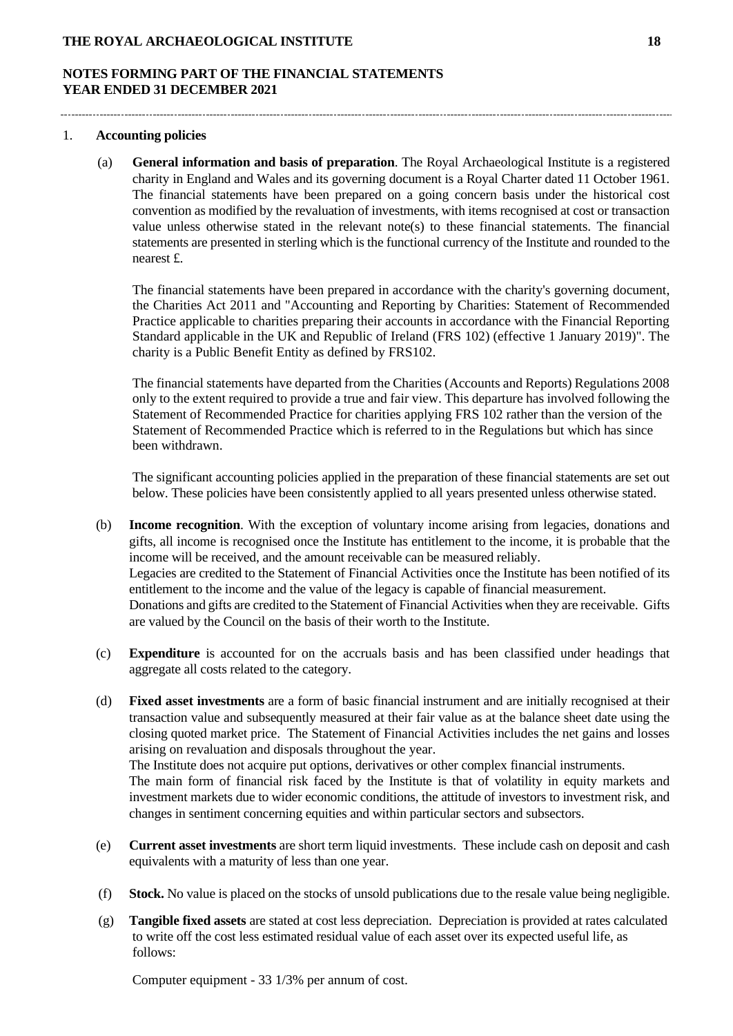## NOTES FORMING PART OF THE FINANCIAL STATEMENTS
## YEAR ENDED 31 DECEMBER 2021

1. **Accounting policies**

(a) **General information and basis of preparation**. The Royal Archaeological Institute is a registered charity in England and Wales and its governing document is a Royal Charter dated 11 October 1961. The financial statements have been prepared on a going concern basis under the historical cost convention as modified by the revaluation of investments, with items recognised at cost or transaction value unless otherwise stated in the relevant note(s) to these financial statements. The financial statements are presented in sterling which is the functional currency of the Institute and rounded to the nearest £.

The financial statements have been prepared in accordance with the charity's governing document, the Charities Act 2011 and "Accounting and Reporting by Charities: Statement of Recommended Practice applicable to charities preparing their accounts in accordance with the Financial Reporting Standard applicable in the UK and Republic of Ireland (FRS 102) (effective 1 January 2019)". The charity is a Public Benefit Entity as defined by FRS102.

The financial statements have departed from the Charities (Accounts and Reports) Regulations 2008 only to the extent required to provide a true and fair view. This departure has involved following the Statement of Recommended Practice for charities applying FRS 102 rather than the version of the Statement of Recommended Practice which is referred to in the Regulations but which has since been withdrawn.

The significant accounting policies applied in the preparation of these financial statements are set out below. These policies have been consistently applied to all years presented unless otherwise stated.

(b) **Income recognition**. With the exception of voluntary income arising from legacies, donations and gifts, all income is recognised once the Institute has entitlement to the income, it is probable that the income will be received, and the amount receivable can be measured reliably.
Legacies are credited to the Statement of Financial Activities once the Institute has been notified of its entitlement to the income and the value of the legacy is capable of financial measurement.
Donations and gifts are credited to the Statement of Financial Activities when they are receivable. Gifts are valued by the Council on the basis of their worth to the Institute.

(c) **Expenditure** is accounted for on the accruals basis and has been classified under headings that aggregate all costs related to the category.

(d) **Fixed asset investments** are a form of basic financial instrument and are initially recognised at their transaction value and subsequently measured at their fair value as at the balance sheet date using the closing quoted market price. The Statement of Financial Activities includes the net gains and losses arising on revaluation and disposals throughout the year.
The Institute does not acquire put options, derivatives or other complex financial instruments.
The main form of financial risk faced by the Institute is that of volatility in equity markets and investment markets due to wider economic conditions, the attitude of investors to investment risk, and changes in sentiment concerning equities and within particular sectors and subsectors.

(e) **Current asset investments** are short term liquid investments. These include cash on deposit and cash equivalents with a maturity of less than one year.

(f) **Stock.** No value is placed on the stocks of unsold publications due to the resale value being negligible.

(g) **Tangible fixed assets** are stated at cost less depreciation. Depreciation is provided at rates calculated to write off the cost less estimated residual value of each asset over its expected useful life, as follows:

Computer equipment - 33 1/3% per annum of cost.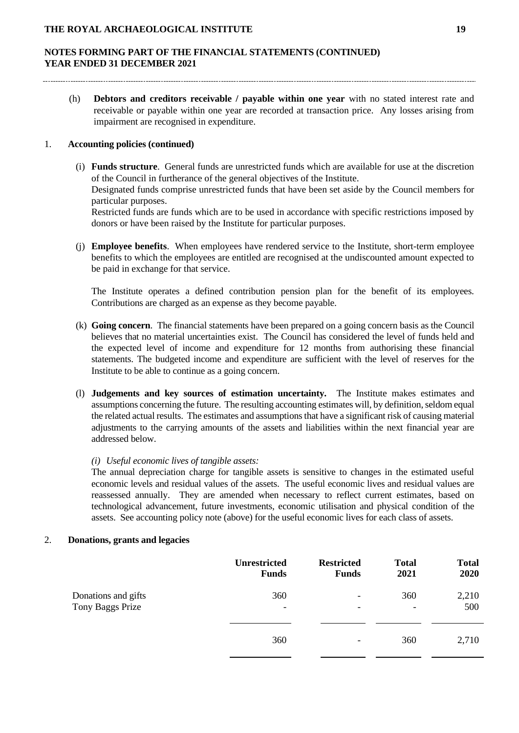## NOTES FORMING PART OF THE FINANCIAL STATEMENTS (CONTINUED)
## YEAR ENDED 31 DECEMBER 2021

(h) **Debtors and creditors receivable / payable within one year** with no stated interest rate and receivable or payable within one year are recorded at transaction price. Any losses arising from impairment are recognised in expenditure.

1. **Accounting policies (continued)**

(i) **Funds structure**. General funds are unrestricted funds which are available for use at the discretion of the Council in furtherance of the general objectives of the Institute.
Designated funds comprise unrestricted funds that have been set aside by the Council members for particular purposes.
Restricted funds are funds which are to be used in accordance with specific restrictions imposed by donors or have been raised by the Institute for particular purposes.

(j) **Employee benefits**. When employees have rendered service to the Institute, short-term employee benefits to which the employees are entitled are recognised at the undiscounted amount expected to be paid in exchange for that service.

The Institute operates a defined contribution pension plan for the benefit of its employees. Contributions are charged as an expense as they become payable.

(k) **Going concern**. The financial statements have been prepared on a going concern basis as the Council believes that no material uncertainties exist. The Council has considered the level of funds held and the expected level of income and expenditure for 12 months from authorising these financial statements. The budgeted income and expenditure are sufficient with the level of reserves for the Institute to be able to continue as a going concern.

(l) **Judgements and key sources of estimation uncertainty.** The Institute makes estimates and assumptions concerning the future. The resulting accounting estimates will, by definition, seldom equal the related actual results. The estimates and assumptions that have a significant risk of causing material adjustments to the carrying amounts of the assets and liabilities within the next financial year are addressed below.

*(i) Useful economic lives of tangible assets:*
The annual depreciation charge for tangible assets is sensitive to changes in the estimated useful economic levels and residual values of the assets. The useful economic lives and residual values are reassessed annually. They are amended when necessary to reflect current estimates, based on technological advancement, future investments, economic utilisation and physical condition of the assets. See accounting policy note (above) for the useful economic lives for each class of assets.

2. **Donations, grants and legacies**

| | Unrestricted Funds | Restricted Funds | Total 2021 | Total 2020 |
|---|---|---|---|---|
| Donations and gifts | 360 | - | 360 | 2,210 |
| Tony Baggs Prize | - | - | - | 500 |
| | 360 | - | 360 | 2,710 |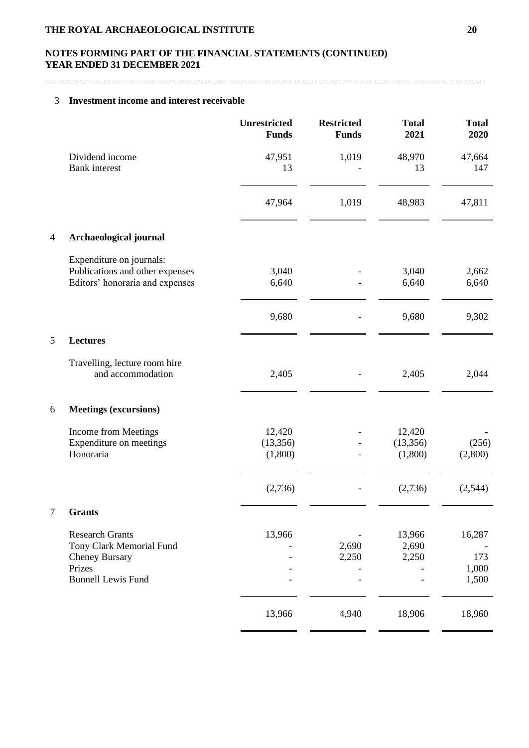## NOTES FORMING PART OF THE FINANCIAL STATEMENTS (CONTINUED)
## YEAR ENDED 31 DECEMBER 2021

### 3 Investment income and interest receivable

| | Unrestricted Funds | Restricted Funds | Total 2021 | Total 2020 |
|---|---|---|---|---|
| Dividend income | 47,951 | 1,019 | 48,970 | 47,664 |
| Bank interest | 13 | - | 13 | 147 |
| | 47,964 | 1,019 | 48,983 | 47,811 |

### 4 Archaeological journal

| | Unrestricted Funds | Restricted Funds | Total 2021 | Total 2020 |
|---|---|---|---|---|
| Expenditure on journals: | | | | |
| Publications and other expenses | 3,040 | - | 3,040 | 2,662 |
| Editors' honoraria and expenses | 6,640 | - | 6,640 | 6,640 |
| | 9,680 | - | 9,680 | 9,302 |

### 5 Lectures

| | Unrestricted Funds | Restricted Funds | Total 2021 | Total 2020 |
|---|---|---|---|---|
| Travelling, lecture room hire and accommodation | 2,405 | - | 2,405 | 2,044 |

### 6 Meetings (excursions)

| | Unrestricted Funds | Restricted Funds | Total 2021 | Total 2020 |
|---|---|---|---|---|
| Income from Meetings | 12,420 | - | 12,420 | - |
| Expenditure on meetings | (13,356) | - | (13,356) | (256) |
| Honoraria | (1,800) | - | (1,800) | (2,800) |
| | (2,736) | - | (2,736) | (2,544) |

### 7 Grants

| | Unrestricted Funds | Restricted Funds | Total 2021 | Total 2020 |
|---|---|---|---|---|
| Research Grants | 13,966 | - | 13,966 | 16,287 |
| Tony Clark Memorial Fund | - | 2,690 | 2,690 | - |
| Cheney Bursary | - | 2,250 | 2,250 | 173 |
| Prizes | - | - | - | 1,000 |
| Bunnell Lewis Fund | - | - | - | 1,500 |
| | 13,966 | 4,940 | 18,906 | 18,960 |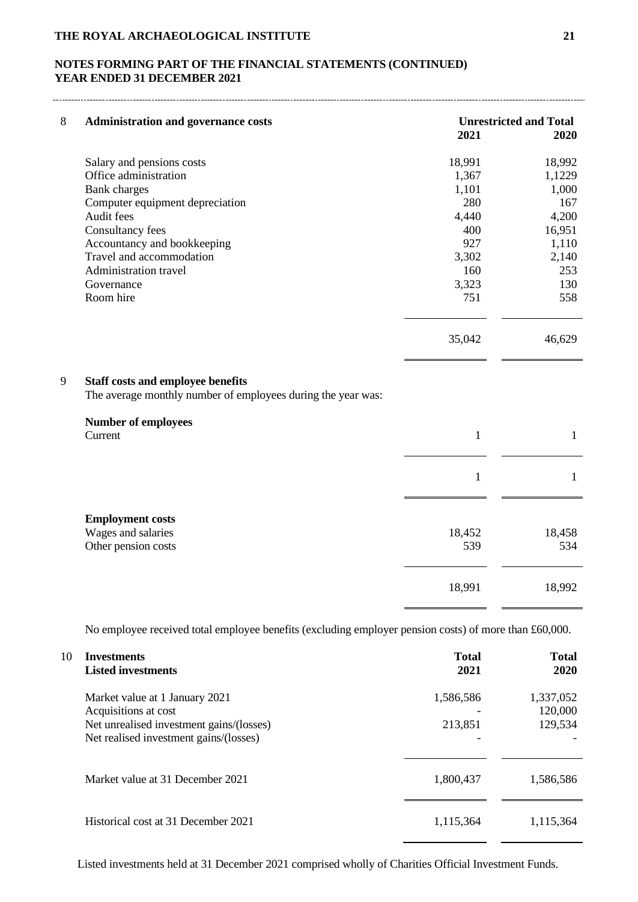## NOTES FORMING PART OF THE FINANCIAL STATEMENTS (CONTINUED)
## YEAR ENDED 31 DECEMBER 2021

### 8 Administration and governance costs

| | Unrestricted and Total 2021 | 2020 |
|---|---|---|
| Salary and pensions costs | 18,991 | 18,992 |
| Office administration | 1,367 | 1,1229 |
| Bank charges | 1,101 | 1,000 |
| Computer equipment depreciation | 280 | 167 |
| Audit fees | 4,440 | 4,200 |
| Consultancy fees | 400 | 16,951 |
| Accountancy and bookkeeping | 927 | 1,110 |
| Travel and accommodation | 3,302 | 2,140 |
| Administration travel | 160 | 253 |
| Governance | 3,323 | 130 |
| Room hire | 751 | 558 |
| | 35,042 | 46,629 |

### 9 Staff costs and employee benefits

The average monthly number of employees during the year was:

| Number of employees | 2021 | 2020 |
|---|---|---|
| Current | 1 | 1 |
| | 1 | 1 |

| Employment costs | 2021 | 2020 |
|---|---|---|
| Wages and salaries | 18,452 | 18,458 |
| Other pension costs | 539 | 534 |
| | 18,991 | 18,992 |

No employee received total employee benefits (excluding employer pension costs) of more than £60,000.

### 10 Investments

| Listed investments | Total 2021 | Total 2020 |
|---|---|---|
| Market value at 1 January 2021 | 1,586,586 | 1,337,052 |
| Acquisitions at cost | - | 120,000 |
| Net unrealised investment gains/(losses) | 213,851 | 129,534 |
| Net realised investment gains/(losses) | - | - |
| Market value at 31 December 2021 | 1,800,437 | 1,586,586 |
| Historical cost at 31 December 2021 | 1,115,364 | 1,115,364 |

Listed investments held at 31 December 2021 comprised wholly of Charities Official Investment Funds.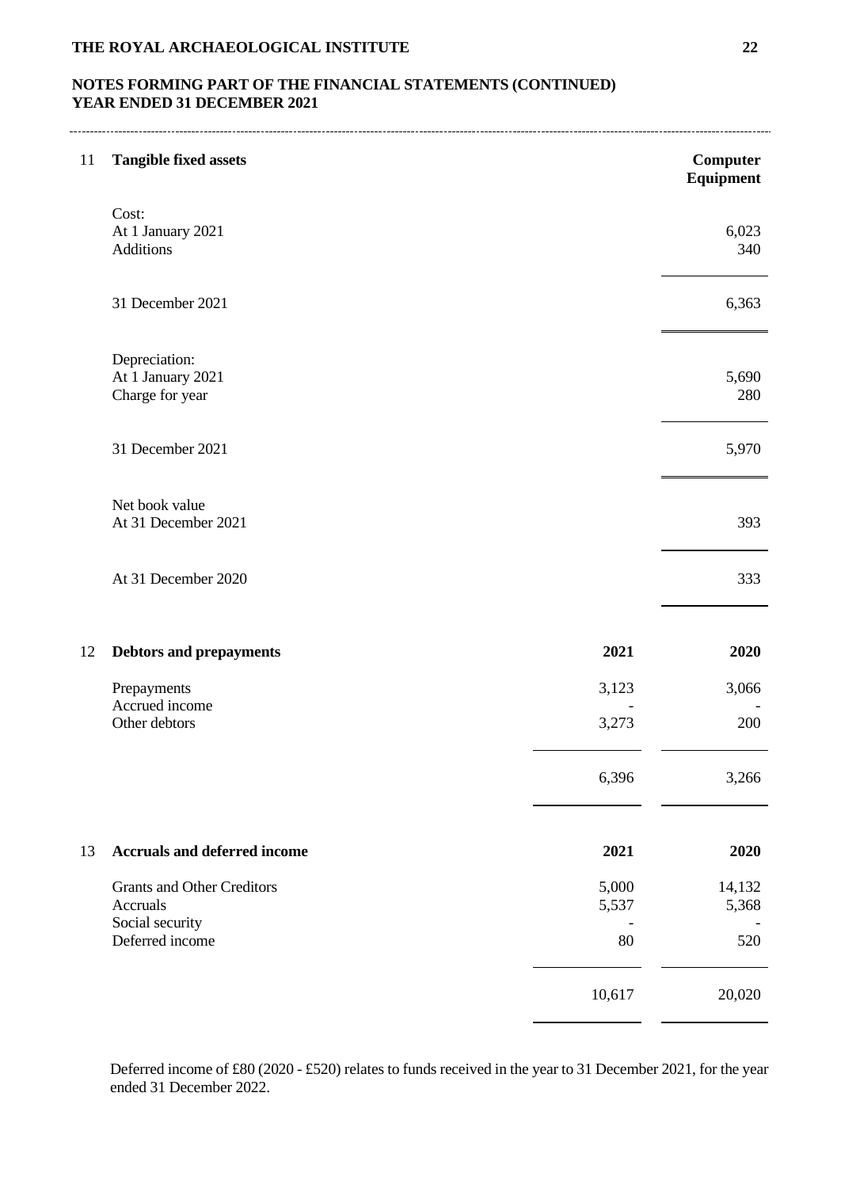## NOTES FORMING PART OF THE FINANCIAL STATEMENTS (CONTINUED)
## YEAR ENDED 31 DECEMBER 2021

### 11 Tangible fixed assets

| | Computer Equipment |
|---|---|
| **Cost:** | |
| At 1 January 2021 | 6,023 |
| Additions | 340 |
| 31 December 2021 | 6,363 |
| **Depreciation:** | |
| At 1 January 2021 | 5,690 |
| Charge for year | 280 |
| 31 December 2021 | 5,970 |
| **Net book value** | |
| At 31 December 2021 | 393 |
| At 31 December 2020 | 333 |

### 12 Debtors and prepayments

| | 2021 | 2020 |
|---|---|---|
| Prepayments | 3,123 | 3,066 |
| Accrued income | - | - |
| Other debtors | 3,273 | 200 |
| | 6,396 | 3,266 |

### 13 Accruals and deferred income

| | 2021 | 2020 |
|---|---|---|
| Grants and Other Creditors | 5,000 | 14,132 |
| Accruals | 5,537 | 5,368 |
| Social security | - | - |
| Deferred income | 80 | 520 |
| | 10,617 | 20,020 |

Deferred income of £80 (2020 - £520) relates to funds received in the year to 31 December 2021, for the year ended 31 December 2022.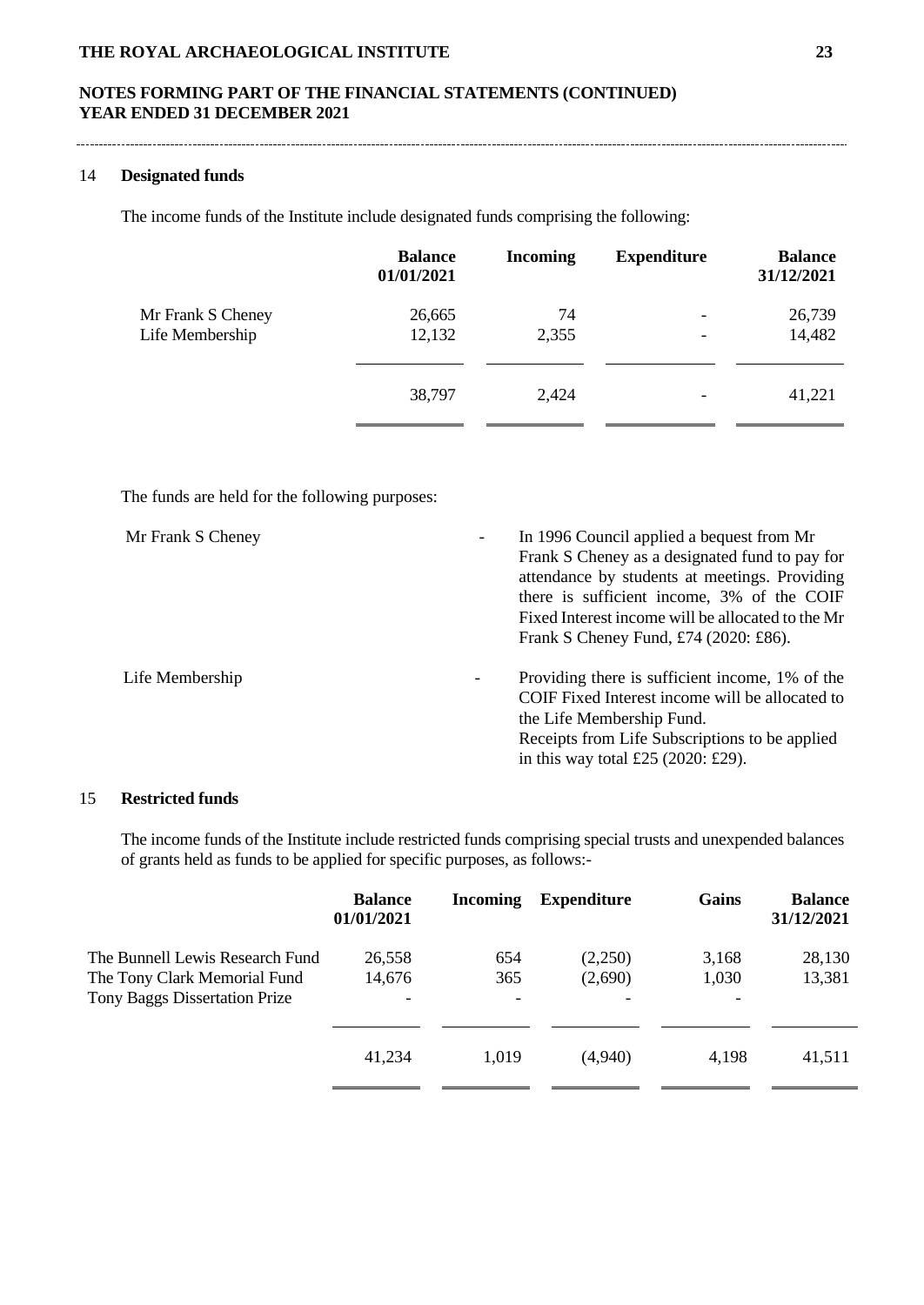## NOTES FORMING PART OF THE FINANCIAL STATEMENTS (CONTINUED) YEAR ENDED 31 DECEMBER 2021

### 14 Designated funds

The income funds of the Institute include designated funds comprising the following:

| | Balance 01/01/2021 | Incoming | Expenditure | Balance 31/12/2021 |
|---|---|---|---|---|
| Mr Frank S Cheney | 26,665 | 74 | - | 26,739 |
| Life Membership | 12,132 | 2,355 | - | 14,482 |
| | 38,797 | 2,424 | - | 41,221 |

The funds are held for the following purposes:

| | | |
|---|---|---|
| Mr Frank S Cheney | - | In 1996 Council applied a bequest from Mr Frank S Cheney as a designated fund to pay for attendance by students at meetings. Providing there is sufficient income, 3% of the COIF Fixed Interest income will be allocated to the Mr Frank S Cheney Fund, £74 (2020: £86). |
| Life Membership | - | Providing there is sufficient income, 1% of the COIF Fixed Interest income will be allocated to the Life Membership Fund. Receipts from Life Subscriptions to be applied in this way total £25 (2020: £29). |

### 15 Restricted funds

The income funds of the Institute include restricted funds comprising special trusts and unexpended balances of grants held as funds to be applied for specific purposes, as follows:-

| | Balance 01/01/2021 | Incoming | Expenditure | Gains | Balance 31/12/2021 |
|---|---|---|---|---|---|
| The Bunnell Lewis Research Fund | 26,558 | 654 | (2,250) | 3,168 | 28,130 |
| The Tony Clark Memorial Fund | 14,676 | 365 | (2,690) | 1,030 | 13,381 |
| Tony Baggs Dissertation Prize | - | - | - | - | |
| | 41,234 | 1,019 | (4,940) | 4,198 | 41,511 |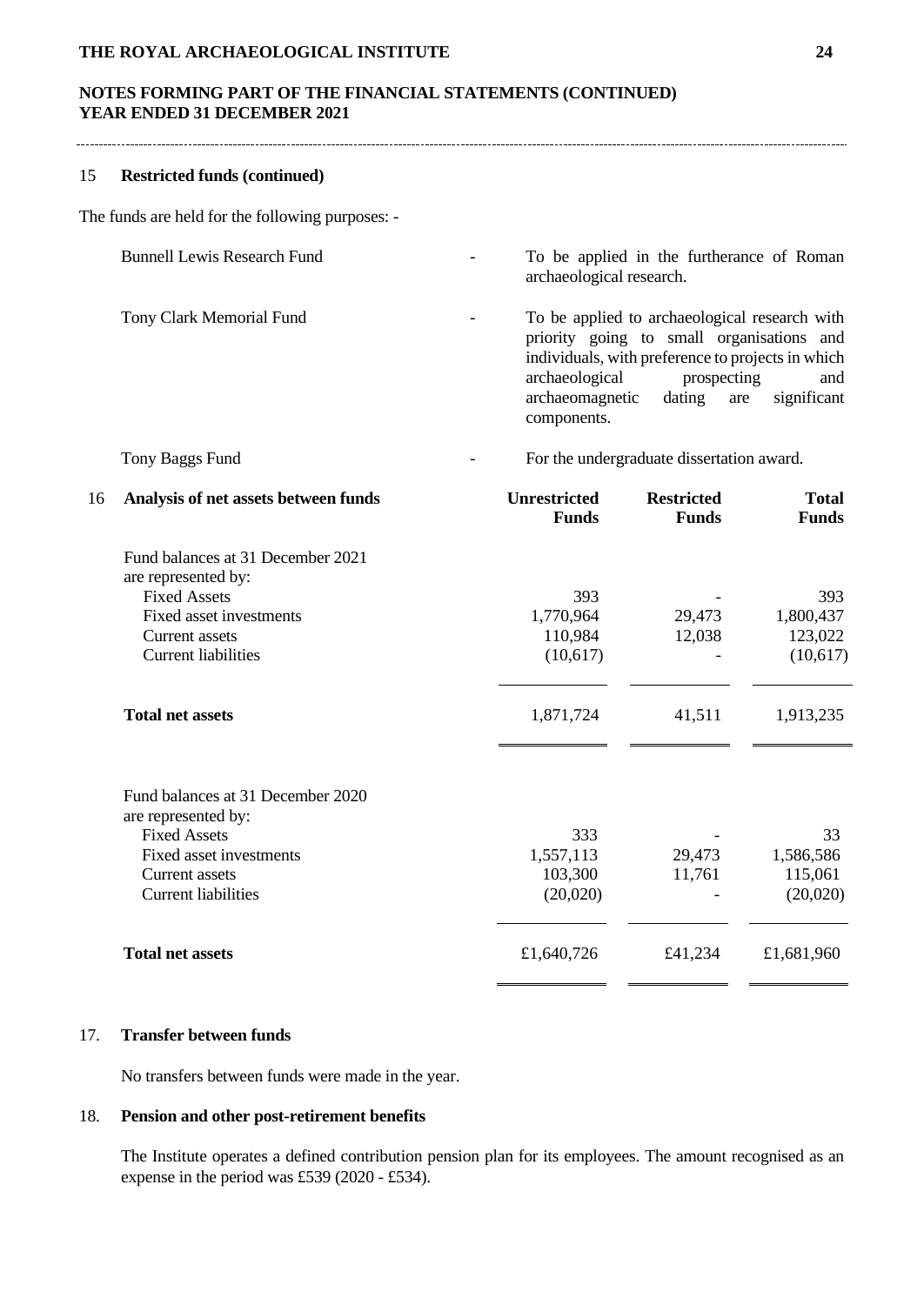# THE ROYAL ARCHAEOLOGICAL INSTITUTE

## NOTES FORMING PART OF THE FINANCIAL STATEMENTS (CONTINUED)
## YEAR ENDED 31 DECEMBER 2021

### 15 Restricted funds (continued)

The funds are held for the following purposes: -

| | | |
|---|---|---|
| Bunnell Lewis Research Fund | - | To be applied in the furtherance of Roman archaeological research. |
| Tony Clark Memorial Fund | - | To be applied to archaeological research with priority going to small organisations and individuals, with preference to projects in which archaeological prospecting and archaeomagnetic dating are significant components. |
| Tony Baggs Fund | - | For the undergraduate dissertation award. |

### 16 Analysis of net assets between funds

| | Unrestricted Funds | Restricted Funds | Total Funds |
|---|---|---|---|
| Fund balances at 31 December 2021 are represented by: | | | |
| Fixed Assets | 393 | - | 393 |
| Fixed asset investments | 1,770,964 | 29,473 | 1,800,437 |
| Current assets | 110,984 | 12,038 | 123,022 |
| Current liabilities | (10,617) | - | (10,617) |
| **Total net assets** | 1,871,724 | 41,511 | 1,913,235 |
| Fund balances at 31 December 2020 are represented by: | | | |
| Fixed Assets | 333 | - | 33 |
| Fixed asset investments | 1,557,113 | 29,473 | 1,586,586 |
| Current assets | 103,300 | 11,761 | 115,061 |
| Current liabilities | (20,020) | - | (20,020) |
| **Total net assets** | £1,640,726 | £41,234 | £1,681,960 |

### 17. Transfer between funds

No transfers between funds were made in the year.

### 18. Pension and other post-retirement benefits

The Institute operates a defined contribution pension plan for its employees. The amount recognised as an expense in the period was £539 (2020 - £534).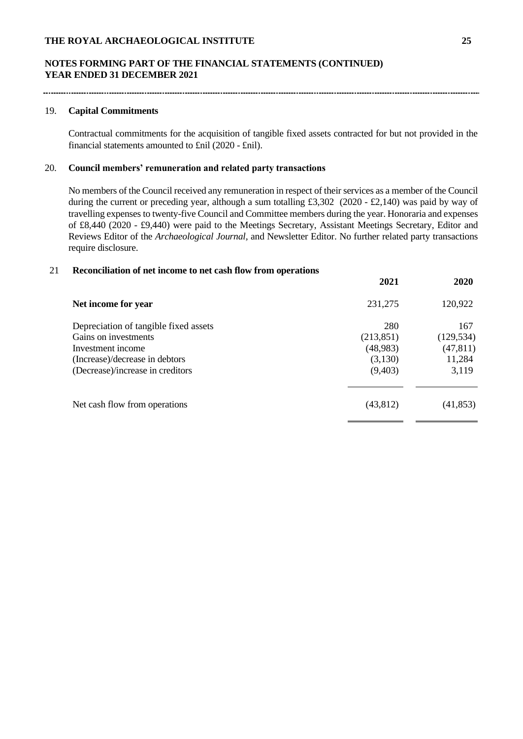**NOTES FORMING PART OF THE FINANCIAL STATEMENTS (CONTINUED)**
**YEAR ENDED 31 DECEMBER 2021**

## 19. Capital Commitments

Contractual commitments for the acquisition of tangible fixed assets contracted for but not provided in the financial statements amounted to £nil (2020 - £nil).

## 20. Council members' remuneration and related party transactions

No members of the Council received any remuneration in respect of their services as a member of the Council during the current or preceding year, although a sum totalling £3,302 (2020 - £2,140) was paid by way of travelling expenses to twenty-five Council and Committee members during the year. Honoraria and expenses of £8,440 (2020 - £9,440) were paid to the Meetings Secretary, Assistant Meetings Secretary, Editor and Reviews Editor of the *Archaeological Journal*, and Newsletter Editor. No further related party transactions require disclosure.

## 21 Reconciliation of net income to net cash flow from operations

| | 2021 | 2020 |
|---|---|---|
| **Net income for year** | 231,275 | 120,922 |
| Depreciation of tangible fixed assets | 280 | 167 |
| Gains on investments | (213,851) | (129,534) |
| Investment income | (48,983) | (47,811) |
| (Increase)/decrease in debtors | (3,130) | 11,284 |
| (Decrease)/increase in creditors | (9,403) | 3,119 |
| Net cash flow from operations | (43,812) | (41,853) |